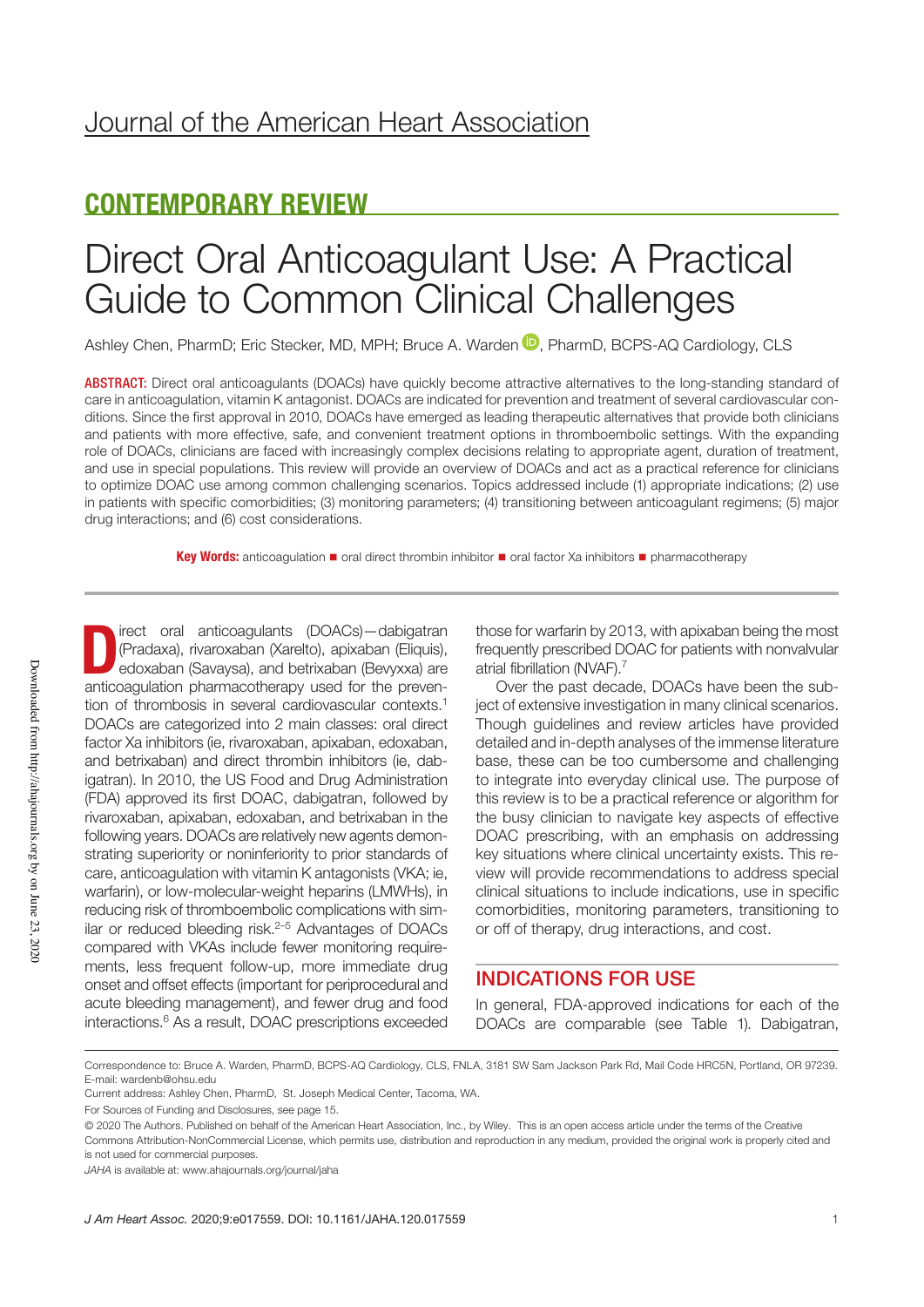Journal of the American Heart Association

## CONTEMPORARY REVIEW

# Direct Oral Anticoagulant Use: A Practical Guide to Common Clinical Challenges

Ashley Chen, PharmD; Eric Stecker, MD, MPH; Bruce A. Warden, PharmD, BCPS-AQ Cardiology, CLS

**ABSTRACT:** Direct oral anticoagulants (DOACs) have quickly become attractive alternatives to the long-standing standard of care in anticoagulation, vitamin K antagonist. DOACs are indicated for prevention and treatment of several cardiovascular conditions. Since the first approval in 2010, DOACs have emerged as leading therapeutic alternatives that provide both clinicians and patients with more effective, safe, and convenient treatment options in thromboembolic settings. With the expanding role of DOACs, clinicians are faced with increasingly complex decisions relating to appropriate agent, duration of treatment, and use in special populations. This review will provide an overview of DOACs and act as a practical reference for clinicians to optimize DOAC use among common challenging scenarios. Topics addressed include (1) appropriate indications; (2) use in patients with specific comorbidities; (3) monitoring parameters; (4) transitioning between anticoagulant regimens; (5) major drug interactions; and (6) cost considerations.

**Key Words:** anticoagulation ■ oral direct thrombin inhibitor ■ oral factor Xa inhibitors ■ pharmacotherapy

Direct oral anticoagulants (DOACs)—dabigatran (Pradaxa), rivaroxaban (Xarelto), apixaban (Eliquis), edoxaban (Savaysa), and betrixaban (Bevyxxa) are anticoagulation pharmacotherapy used for the prevention of thrombosis in several cardiovascular contexts.[1] DOACs are categorized into 2 main classes: oral direct factor Xa inhibitors (ie, rivaroxaban, apixaban, edoxaban, and betrixaban) and direct thrombin inhibitors (ie, dabigatran). In 2010, the US Food and Drug Administration (FDA) approved its first DOAC, dabigatran, followed by rivaroxaban, apixaban, edoxaban, and betrixaban in the following years. DOACs are relatively new agents demonstrating superiority or noninferiority to prior standards of care, anticoagulation with vitamin K antagonists (VKA; ie, warfarin), or low-molecular-weight heparins (LMWHs), in reducing risk of thromboembolic complications with similar or reduced bleeding risk.[2–5] Advantages of DOACs compared with VKAs include fewer monitoring requirements, less frequent follow-up, more immediate drug onset and offset effects (important for periprocedural and acute bleeding management), and fewer drug and food interactions.[6] As a result, DOAC prescriptions exceeded those for warfarin by 2013, with apixaban being the most frequently prescribed DOAC for patients with nonvalvular atrial fibrillation (NVAF).[7]

Over the past decade, DOACs have been the subject of extensive investigation in many clinical scenarios. Though guidelines and review articles have provided detailed and in-depth analyses of the immense literature base, these can be too cumbersome and challenging to integrate into everyday clinical use. The purpose of this review is to be a practical reference or algorithm for the busy clinician to navigate key aspects of effective DOAC prescribing, with an emphasis on addressing key situations where clinical uncertainty exists. This review will provide recommendations to address special clinical situations to include indications, use in specific comorbidities, monitoring parameters, transitioning to or off of therapy, drug interactions, and cost.

## INDICATIONS FOR USE

In general, FDA-approved indications for each of the DOACs are comparable (see Table 1). Dabigatran,

Correspondence to: Bruce A. Warden, PharmD, BCPS-AQ Cardiology, CLS, FNLA, 3181 SW Sam Jackson Park Rd, Mail Code HRC5N, Portland, OR 97239. E-mail: wardenb@ohsu.edu

Current address: Ashley Chen, PharmD, St. Joseph Medical Center, Tacoma, WA.

For Sources of Funding and Disclosures, see page 15.

© 2020 The Authors. Published on behalf of the American Heart Association, Inc., by Wiley. This is an open access article under the terms of the Creative Commons Attribution-NonCommercial License, which permits use, distribution and reproduction in any medium, provided the original work is properly cited and is not used for commercial purposes.

*JAHA* is available at: www.ahajournals.org/journal/jaha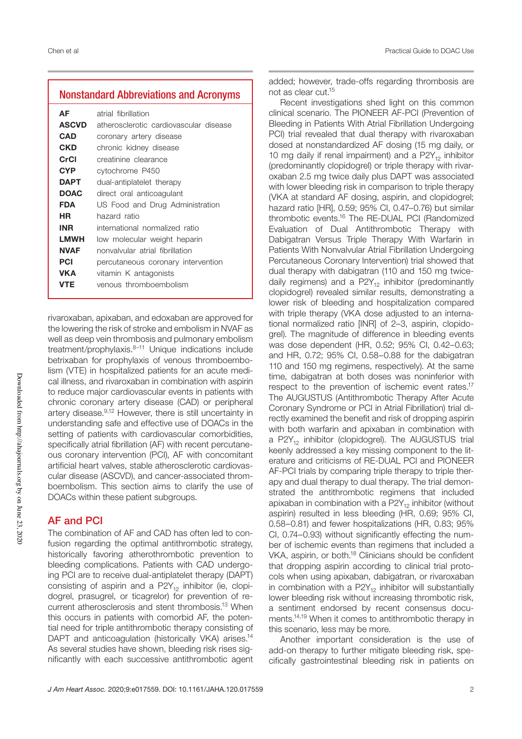## Nonstandard Abbreviations and Acronyms

| | |
|---|---|
| **AF** | atrial fibrillation |
| **ASCVD** | atherosclerotic cardiovascular disease |
| **CAD** | coronary artery disease |
| **CKD** | chronic kidney disease |
| **CrCl** | creatinine clearance |
| **CYP** | cytochrome P450 |
| **DAPT** | dual-antiplatelet therapy |
| **DOAC** | direct oral anticoagulant |
| **FDA** | US Food and Drug Administration |
| **HR** | hazard ratio |
| **INR** | international normalized ratio |
| **LMWH** | low molecular weight heparin |
| **NVAF** | nonvalvular atrial fibrillation |
| **PCI** | percutaneous coronary intervention |
| **VKA** | vitamin K antagonists |
| **VTE** | venous thromboembolism |

rivaroxaban, apixaban, and edoxaban are approved for the lowering the risk of stroke and embolism in NVAF as well as deep vein thrombosis and pulmonary embolism treatment/prophylaxis.[8–11] Unique indications include betrixaban for prophylaxis of venous thromboembolism (VTE) in hospitalized patients for an acute medical illness, and rivaroxaban in combination with aspirin to reduce major cardiovascular events in patients with chronic coronary artery disease (CAD) or peripheral artery disease.[9,12] However, there is still uncertainty in understanding safe and effective use of DOACs in the setting of patients with cardiovascular comorbidities, specifically atrial fibrillation (AF) with recent percutaneous coronary intervention (PCI), AF with concomitant artificial heart valves, stable atherosclerotic cardiovascular disease (ASCVD), and cancer-associated thromboembolism. This section aims to clarify the use of DOACs within these patient subgroups.

## AF and PCI

The combination of AF and CAD has often led to confusion regarding the optimal antithrombotic strategy, historically favoring atherothrombotic prevention to bleeding complications. Patients with CAD undergoing PCI are to receive dual-antiplatelet therapy (DAPT) consisting of aspirin and a $P2Y_{12}$ inhibitor (ie, clopidogrel, prasugrel, or ticagrelor) for prevention of recurrent atherosclerosis and stent thrombosis.[13] When this occurs in patients with comorbid AF, the potential need for triple antithrombotic therapy consisting of DAPT and anticoagulation (historically VKA) arises.[14] As several studies have shown, bleeding risk rises significantly with each successive antithrombotic agent added; however, trade-offs regarding thrombosis are not as clear cut.[15]

Recent investigations shed light on this common clinical scenario. The PIONEER AF-PCI (Prevention of Bleeding in Patients With Atrial Fibrillation Undergoing PCI) trial revealed that dual therapy with rivaroxaban dosed at nonstandardized AF dosing (15 mg daily, or 10 mg daily if renal impairment) and a $P2Y_{12}$ inhibitor (predominantly clopidogrel) or triple therapy with rivaroxaban 2.5 mg twice daily plus DAPT was associated with lower bleeding risk in comparison to triple therapy (VKA at standard AF dosing, aspirin, and clopidogrel; hazard ratio [HR], 0.59; 95% CI, 0.47–0.76) but similar thrombotic events.[16] The RE-DUAL PCI (Randomized Evaluation of Dual Antithrombotic Therapy with Dabigatran Versus Triple Therapy With Warfarin in Patients With Nonvalvular Atrial Fibrillation Undergoing Percutaneous Coronary Intervention) trial showed that dual therapy with dabigatran (110 and 150 mg twice-daily regimens) and a $P2Y_{12}$ inhibitor (predominantly clopidogrel) revealed similar results, demonstrating a lower risk of bleeding and hospitalization compared with triple therapy (VKA dose adjusted to an international normalized ratio [INR] of 2–3, aspirin, clopidogrel). The magnitude of difference in bleeding events was dose dependent (HR, 0.52; 95% CI, 0.42–0.63; and HR, 0.72; 95% CI, 0.58–0.88 for the dabigatran 110 and 150 mg regimens, respectively). At the same time, dabigatran at both doses was noninferior with respect to the prevention of ischemic event rates.[17] The AUGUSTUS (Antithrombotic Therapy After Acute Coronary Syndrome or PCI in Atrial Fibrillation) trial directly examined the benefit and risk of dropping aspirin with both warfarin and apixaban in combination with a $P2Y_{12}$ inhibitor (clopidogrel). The AUGUSTUS trial keenly addressed a key missing component to the literature and criticisms of RE-DUAL PCI and PIONEER AF-PCI trials by comparing triple therapy to triple therapy and dual therapy to dual therapy. The trial demonstrated the antithrombotic regimens that included apixaban in combination with a $P2Y_{12}$ inhibitor (without aspirin) resulted in less bleeding (HR, 0.69; 95% CI, 0.58–0.81) and fewer hospitalizations (HR, 0.83; 95% CI, 0.74–0.93) without significantly effecting the number of ischemic events than regimens that included a VKA, aspirin, or both.[18] Clinicians should be confident that dropping aspirin according to clinical trial protocols when using apixaban, dabigatran, or rivaroxaban in combination with a $P2Y_{12}$ inhibitor will substantially lower bleeding risk without increasing thrombotic risk, a sentiment endorsed by recent consensus documents.[14,19] When it comes to antithrombotic therapy in this scenario, less may be more.

Another important consideration is the use of add-on therapy to further mitigate bleeding risk, specifically gastrointestinal bleeding risk in patients on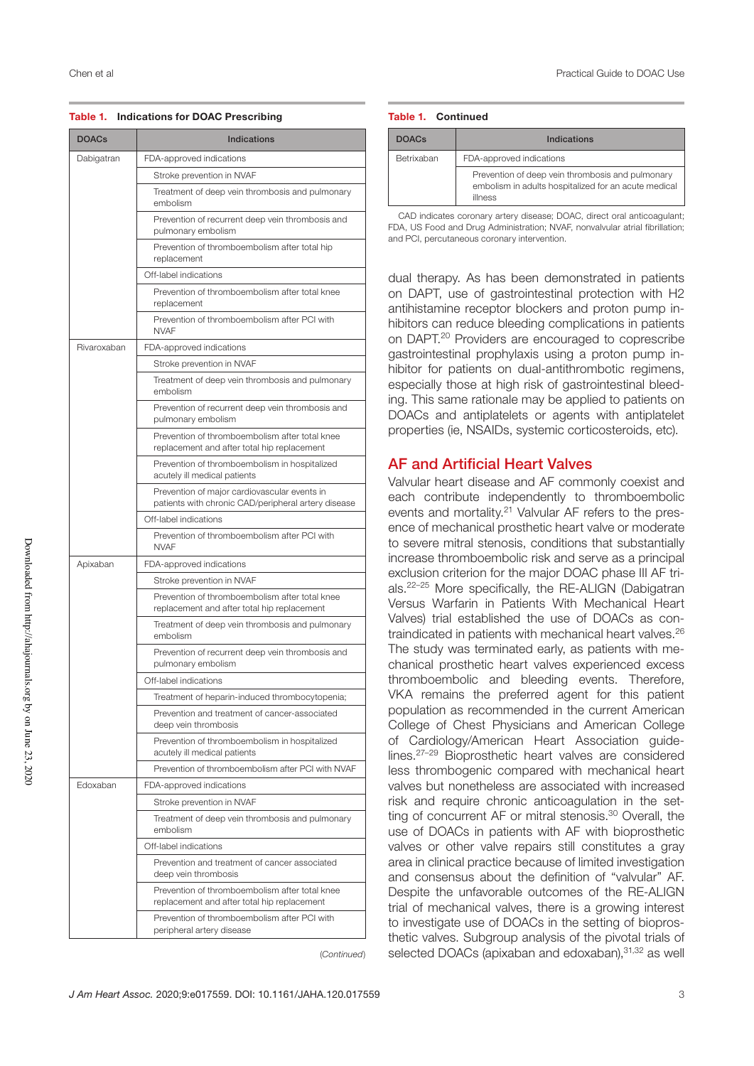**Table 1. Indications for DOAC Prescribing**

| DOACs | Indications |
|---|---|
| Dabigatran | FDA-approved indications |
| | Stroke prevention in NVAF |
| | Treatment of deep vein thrombosis and pulmonary embolism |
| | Prevention of recurrent deep vein thrombosis and pulmonary embolism |
| | Prevention of thromboembolism after total hip replacement |
| | Off-label indications |
| | Prevention of thromboembolism after total knee replacement |
| | Prevention of thromboembolism after PCI with NVAF |
| Rivaroxaban | FDA-approved indications |
| | Stroke prevention in NVAF |
| | Treatment of deep vein thrombosis and pulmonary embolism |
| | Prevention of recurrent deep vein thrombosis and pulmonary embolism |
| | Prevention of thromboembolism after total knee replacement and after total hip replacement |
| | Prevention of thromboembolism in hospitalized acutely ill medical patients |
| | Prevention of major cardiovascular events in patients with chronic CAD/peripheral artery disease |
| | Off-label indications |
| | Prevention of thromboembolism after PCI with NVAF |
| Apixaban | FDA-approved indications |
| | Stroke prevention in NVAF |
| | Prevention of thromboembolism after total knee replacement and after total hip replacement |
| | Treatment of deep vein thrombosis and pulmonary embolism |
| | Prevention of recurrent deep vein thrombosis and pulmonary embolism |
| | Off-label indications |
| | Treatment of heparin-induced thrombocytopenia; |
| | Prevention and treatment of cancer-associated deep vein thrombosis |
| | Prevention of thromboembolism in hospitalized acutely ill medical patients |
| | Prevention of thromboembolism after PCI with NVAF |
| Edoxaban | FDA-approved indications |
| | Stroke prevention in NVAF |
| | Treatment of deep vein thrombosis and pulmonary embolism |
| | Off-label indications |
| | Prevention and treatment of cancer associated deep vein thrombosis |
| | Prevention of thromboembolism after total knee replacement and after total hip replacement |
| | Prevention of thromboembolism after PCI with peripheral artery disease |
| Betrixaban | FDA-approved indications |
| | Prevention of deep vein thrombosis and pulmonary embolism in adults hospitalized for an acute medical illness |

CAD indicates coronary artery disease; DOAC, direct oral anticoagulant; FDA, US Food and Drug Administration; NVAF, nonvalvular atrial fibrillation; and PCI, percutaneous coronary intervention.

dual therapy. As has been demonstrated in patients on DAPT, use of gastrointestinal protection with H2 antihistamine receptor blockers and proton pump inhibitors can reduce bleeding complications in patients on DAPT.[20] Providers are encouraged to coprescribe gastrointestinal prophylaxis using a proton pump inhibitor for patients on dual-antithrombotic regimens, especially those at high risk of gastrointestinal bleeding. This same rationale may be applied to patients on DOACs and antiplatelets or agents with antiplatelet properties (ie, NSAIDs, systemic corticosteroids, etc).

## AF and Artificial Heart Valves

Valvular heart disease and AF commonly coexist and each contribute independently to thromboembolic events and mortality.[21] Valvular AF refers to the presence of mechanical prosthetic heart valve or moderate to severe mitral stenosis, conditions that substantially increase thromboembolic risk and serve as a principal exclusion criterion for the major DOAC phase III AF trials.[22–25] More specifically, the RE-ALIGN (Dabigatran Versus Warfarin in Patients With Mechanical Heart Valves) trial established the use of DOACs as contraindicated in patients with mechanical heart valves.[26] The study was terminated early, as patients with mechanical prosthetic heart valves experienced excess thromboembolic and bleeding events. Therefore, VKA remains the preferred agent for this patient population as recommended in the current American College of Chest Physicians and American College of Cardiology/American Heart Association guidelines.[27–29] Bioprosthetic heart valves are considered less thrombogenic compared with mechanical heart valves but nonetheless are associated with increased risk and require chronic anticoagulation in the setting of concurrent AF or mitral stenosis.[30] Overall, the use of DOACs in patients with AF with bioprosthetic valves or other valve repairs still constitutes a gray area in clinical practice because of limited investigation and consensus about the definition of "valvular" AF. Despite the unfavorable outcomes of the RE-ALIGN trial of mechanical valves, there is a growing interest to investigate use of DOACs in the setting of bioprosthetic valves. Subgroup analysis of the pivotal trials of selected DOACs (apixaban and edoxaban),[31,32] as well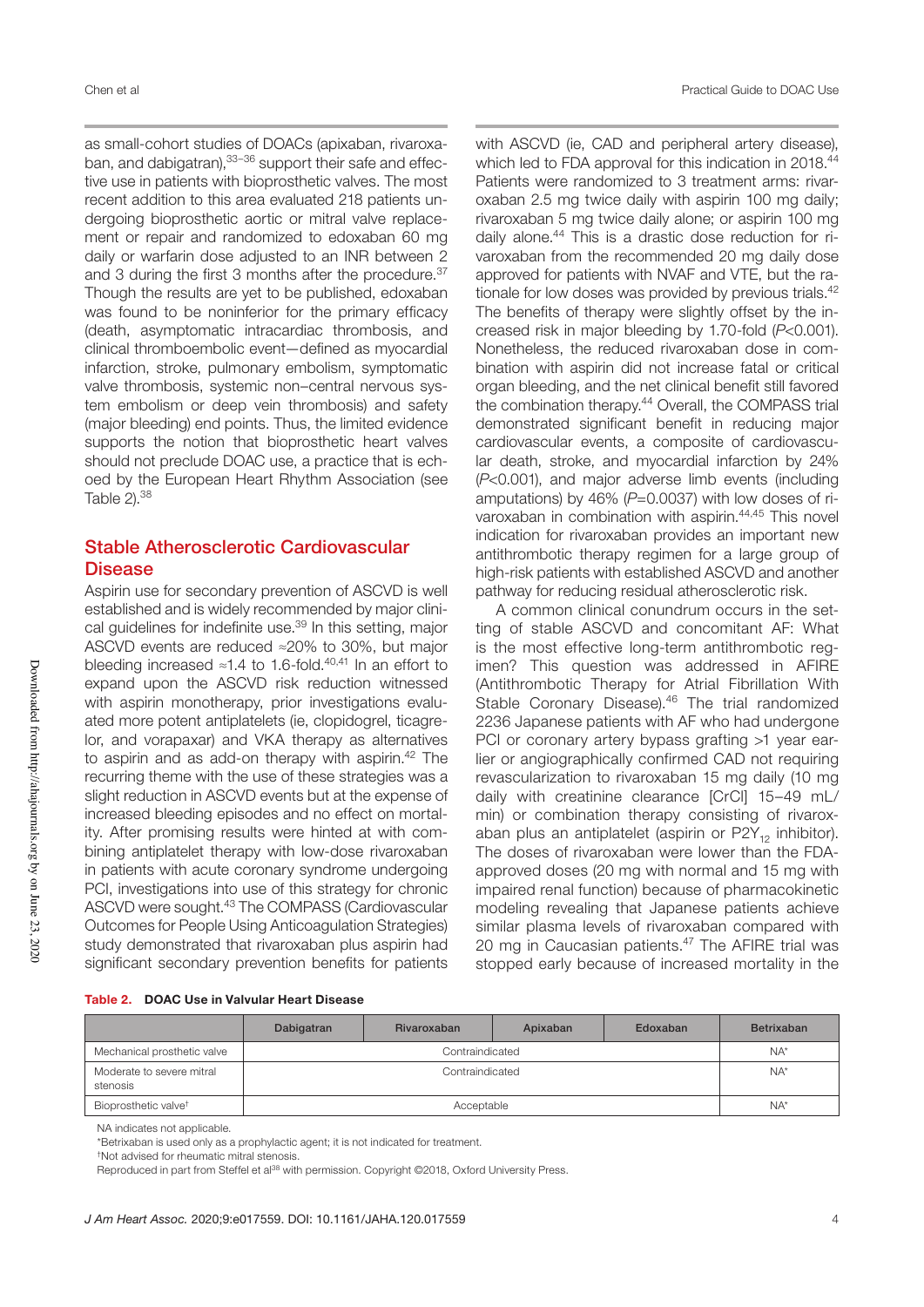as small-cohort studies of DOACs (apixaban, rivaroxaban, and dabigatran),[33–36] support their safe and effective use in patients with bioprosthetic valves. The most recent addition to this area evaluated 218 patients undergoing bioprosthetic aortic or mitral valve replacement or repair and randomized to edoxaban 60 mg daily or warfarin dose adjusted to an INR between 2 and 3 during the first 3 months after the procedure.[37] Though the results are yet to be published, edoxaban was found to be noninferior for the primary efficacy (death, asymptomatic intracardiac thrombosis, and clinical thromboembolic event—defined as myocardial infarction, stroke, pulmonary embolism, symptomatic valve thrombosis, systemic non–central nervous system embolism or deep vein thrombosis) and safety (major bleeding) end points. Thus, the limited evidence supports the notion that bioprosthetic heart valves should not preclude DOAC use, a practice that is echoed by the European Heart Rhythm Association (see Table 2).[38]

## Stable Atherosclerotic Cardiovascular Disease

Aspirin use for secondary prevention of ASCVD is well established and is widely recommended by major clinical guidelines for indefinite use.[39] In this setting, major ASCVD events are reduced ≈20% to 30%, but major bleeding increased ≈1.4 to 1.6-fold.[40,41] In an effort to expand upon the ASCVD risk reduction witnessed with aspirin monotherapy, prior investigations evaluated more potent antiplatelets (ie, clopidogrel, ticagrelor, and vorapaxar) and VKA therapy as alternatives to aspirin and as add-on therapy with aspirin.[42] The recurring theme with the use of these strategies was a slight reduction in ASCVD events but at the expense of increased bleeding episodes and no effect on mortality. After promising results were hinted at with combining antiplatelet therapy with low-dose rivaroxaban in patients with acute coronary syndrome undergoing PCI, investigations into use of this strategy for chronic ASCVD were sought.[43] The COMPASS (Cardiovascular Outcomes for People Using Anticoagulation Strategies) study demonstrated that rivaroxaban plus aspirin had significant secondary prevention benefits for patients with ASCVD (ie, CAD and peripheral artery disease), which led to FDA approval for this indication in 2018.[44] Patients were randomized to 3 treatment arms: rivaroxaban 2.5 mg twice daily with aspirin 100 mg daily; rivaroxaban 5 mg twice daily alone; or aspirin 100 mg daily alone.[44] This is a drastic dose reduction for rivaroxaban from the recommended 20 mg daily dose approved for patients with NVAF and VTE, but the rationale for low doses was provided by previous trials.[42] The benefits of therapy were slightly offset by the increased risk in major bleeding by 1.70-fold ($P$<0.001). Nonetheless, the reduced rivaroxaban dose in combination with aspirin did not increase fatal or critical organ bleeding, and the net clinical benefit still favored the combination therapy.[44] Overall, the COMPASS trial demonstrated significant benefit in reducing major cardiovascular events, a composite of cardiovascular death, stroke, and myocardial infarction by 24% ($P$<0.001), and major adverse limb events (including amputations) by 46% ($P$=0.0037) with low doses of rivaroxaban in combination with aspirin.[44,45] This novel indication for rivaroxaban provides an important new antithrombotic therapy regimen for a large group of high-risk patients with established ASCVD and another pathway for reducing residual atherosclerotic risk.

A common clinical conundrum occurs in the setting of stable ASCVD and concomitant AF: What is the most effective long-term antithrombotic regimen? This question was addressed in AFIRE (Antithrombotic Therapy for Atrial Fibrillation With Stable Coronary Disease).[46] The trial randomized 2236 Japanese patients with AF who had undergone PCI or coronary artery bypass grafting >1 year earlier or angiographically confirmed CAD not requiring revascularization to rivaroxaban 15 mg daily (10 mg daily with creatinine clearance [CrCl] 15–49 mL/min) or combination therapy consisting of rivaroxaban plus an antiplatelet (aspirin or $P2Y_{12}$ inhibitor). The doses of rivaroxaban were lower than the FDA-approved doses (20 mg with normal and 15 mg with impaired renal function) because of pharmacokinetic modeling revealing that Japanese patients achieve similar plasma levels of rivaroxaban compared with 20 mg in Caucasian patients.[47] The AFIRE trial was stopped early because of increased mortality in the

**Table 2. DOAC Use in Valvular Heart Disease**

| | Dabigatran | Rivaroxaban | Apixaban | Edoxaban | Betrixaban |
|---|---|---|---|---|---|
| Mechanical prosthetic valve | Contraindicated | | | | NA* |
| Moderate to severe mitral stenosis | Contraindicated | | | | NA* |
| Bioprosthetic valve† | Acceptable | | | | NA* |

NA indicates not applicable.

*Betrixaban is used only as a prophylactic agent; it is not indicated for treatment.

†Not advised for rheumatic mitral stenosis.

Reproduced in part from Steffel et al[38] with permission. Copyright ©2018, Oxford University Press.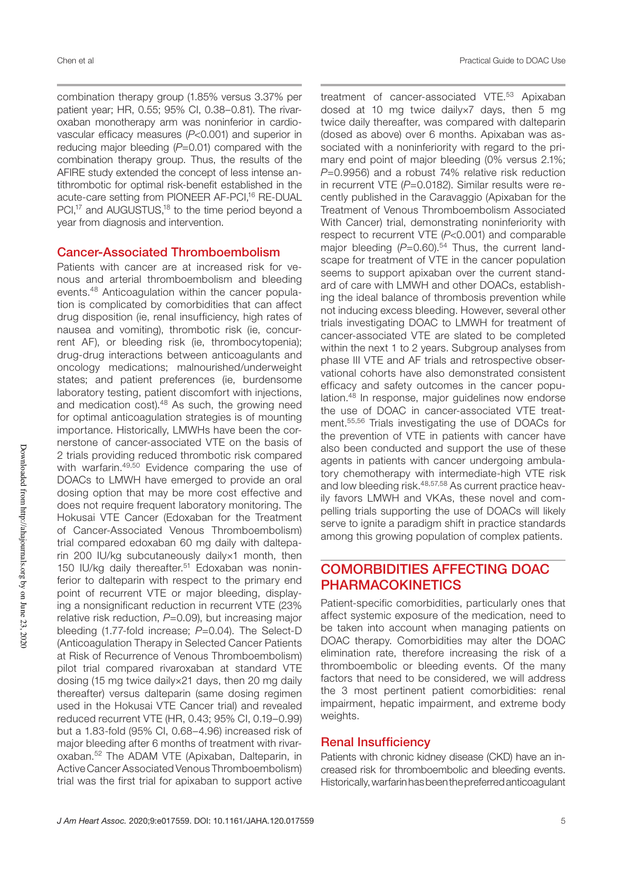combination therapy group (1.85% versus 3.37% per patient year; HR, 0.55; 95% CI, 0.38–0.81). The rivaroxaban monotherapy arm was noninferior in cardiovascular efficacy measures (*P*<0.001) and superior in reducing major bleeding (*P*=0.01) compared with the combination therapy group. Thus, the results of the AFIRE study extended the concept of less intense antithrombotic for optimal risk-benefit established in the acute-care setting from PIONEER AF-PCI,[16] RE-DUAL PCI,[17] and AUGUSTUS,[18] to the time period beyond a year from diagnosis and intervention.

### Cancer-Associated Thromboembolism

Patients with cancer are at increased risk for venous and arterial thromboembolism and bleeding events.[48] Anticoagulation within the cancer population is complicated by comorbidities that can affect drug disposition (ie, renal insufficiency, high rates of nausea and vomiting), thrombotic risk (ie, concurrent AF), or bleeding risk (ie, thrombocytopenia); drug-drug interactions between anticoagulants and oncology medications; malnourished/underweight states; and patient preferences (ie, burdensome laboratory testing, patient discomfort with injections, and medication cost).[48] As such, the growing need for optimal anticoagulation strategies is of mounting importance. Historically, LMWHs have been the cornerstone of cancer-associated VTE on the basis of 2 trials providing reduced thrombotic risk compared with warfarin.[49,50] Evidence comparing the use of DOACs to LMWH have emerged to provide an oral dosing option that may be more cost effective and does not require frequent laboratory monitoring. The Hokusai VTE Cancer (Edoxaban for the Treatment of Cancer-Associated Venous Thromboembolism) trial compared edoxaban 60 mg daily with dalteparin 200 IU/kg subcutaneously daily×1 month, then 150 IU/kg daily thereafter.[51] Edoxaban was noninferior to dalteparin with respect to the primary end point of recurrent VTE or major bleeding, displaying a nonsignificant reduction in recurrent VTE (23% relative risk reduction, *P*=0.09), but increasing major bleeding (1.77-fold increase; *P*=0.04). The Select-D (Anticoagulation Therapy in Selected Cancer Patients at Risk of Recurrence of Venous Thromboembolism) pilot trial compared rivaroxaban at standard VTE dosing (15 mg twice daily×21 days, then 20 mg daily thereafter) versus dalteparin (same dosing regimen used in the Hokusai VTE Cancer trial) and revealed reduced recurrent VTE (HR, 0.43; 95% CI, 0.19–0.99) but a 1.83-fold (95% CI, 0.68–4.96) increased risk of major bleeding after 6 months of treatment with rivaroxaban.[52] The ADAM VTE (Apixaban, Dalteparin, in Active Cancer Associated Venous Thromboembolism) trial was the first trial for apixaban to support active treatment of cancer-associated VTE.[53] Apixaban dosed at 10 mg twice daily×7 days, then 5 mg twice daily thereafter, was compared with dalteparin (dosed as above) over 6 months. Apixaban was associated with a noninferiority with regard to the primary end point of major bleeding (0% versus 2.1%; *P*=0.9956) and a robust 74% relative risk reduction in recurrent VTE (*P*=0.0182). Similar results were recently published in the Caravaggio (Apixaban for the Treatment of Venous Thromboembolism Associated With Cancer) trial, demonstrating noninferiority with respect to recurrent VTE (*P*<0.001) and comparable major bleeding (*P*=0.60).[54] Thus, the current landscape for treatment of VTE in the cancer population seems to support apixaban over the current standard of care with LMWH and other DOACs, establishing the ideal balance of thrombosis prevention while not inducing excess bleeding. However, several other trials investigating DOAC to LMWH for treatment of cancer-associated VTE are slated to be completed within the next 1 to 2 years. Subgroup analyses from phase III VTE and AF trials and retrospective observational cohorts have also demonstrated consistent efficacy and safety outcomes in the cancer population.[48] In response, major guidelines now endorse the use of DOAC in cancer-associated VTE treatment.[55,56] Trials investigating the use of DOACs for the prevention of VTE in patients with cancer have also been conducted and support the use of these agents in patients with cancer undergoing ambulatory chemotherapy with intermediate-high VTE risk and low bleeding risk.[48,57,58] As current practice heavily favors LMWH and VKAs, these novel and compelling trials supporting the use of DOACs will likely serve to ignite a paradigm shift in practice standards among this growing population of complex patients.

## COMORBIDITIES AFFECTING DOAC PHARMACOKINETICS

Patient-specific comorbidities, particularly ones that affect systemic exposure of the medication, need to be taken into account when managing patients on DOAC therapy. Comorbidities may alter the DOAC elimination rate, therefore increasing the risk of a thromboembolic or bleeding events. Of the many factors that need to be considered, we will address the 3 most pertinent patient comorbidities: renal impairment, hepatic impairment, and extreme body weights.

### Renal Insufficiency

Patients with chronic kidney disease (CKD) have an increased risk for thromboembolic and bleeding events. Historically, warfarin has been the preferred anticoagulant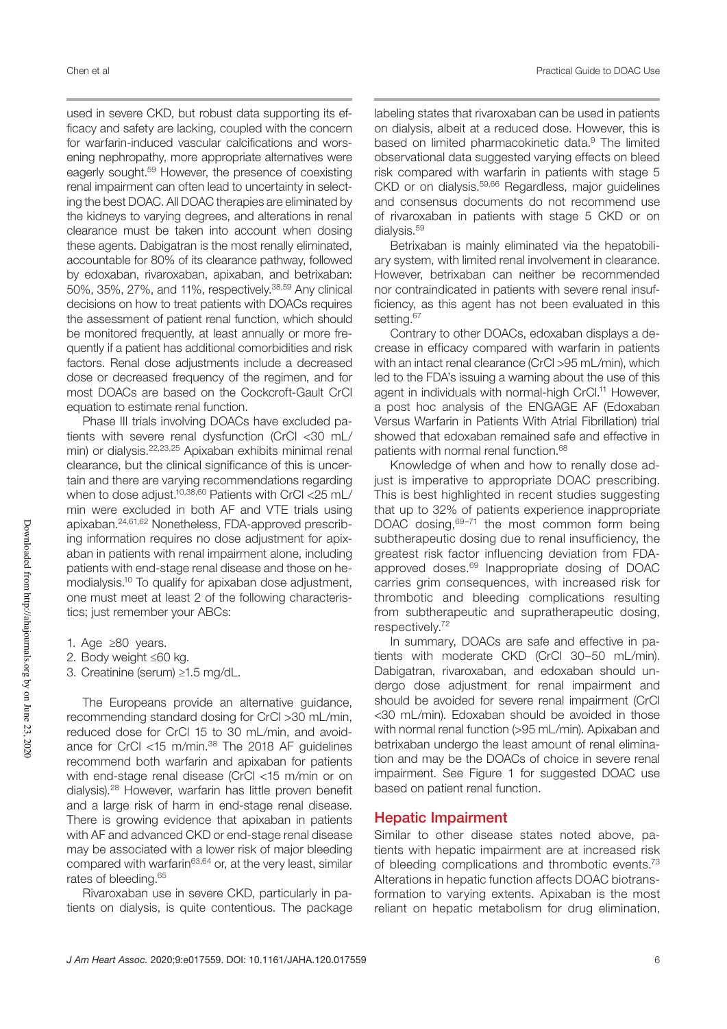used in severe CKD, but robust data supporting its efficacy and safety are lacking, coupled with the concern for warfarin-induced vascular calcifications and worsening nephropathy, more appropriate alternatives were eagerly sought.[59] However, the presence of coexisting renal impairment can often lead to uncertainty in selecting the best DOAC. All DOAC therapies are eliminated by the kidneys to varying degrees, and alterations in renal clearance must be taken into account when dosing these agents. Dabigatran is the most renally eliminated, accountable for 80% of its clearance pathway, followed by edoxaban, rivaroxaban, apixaban, and betrixaban: 50%, 35%, 27%, and 11%, respectively.[38,59] Any clinical decisions on how to treat patients with DOACs requires the assessment of patient renal function, which should be monitored frequently, at least annually or more frequently if a patient has additional comorbidities and risk factors. Renal dose adjustments include a decreased dose or decreased frequency of the regimen, and for most DOACs are based on the Cockcroft-Gault CrCl equation to estimate renal function.

Phase III trials involving DOACs have excluded patients with severe renal dysfunction (CrCl <30 mL/min) or dialysis.[22,23,25] Apixaban exhibits minimal renal clearance, but the clinical significance of this is uncertain and there are varying recommendations regarding when to dose adjust.[10,38,60] Patients with CrCl <25 mL/min were excluded in both AF and VTE trials using apixaban.[24,61,62] Nonetheless, FDA-approved prescribing information requires no dose adjustment for apixaban in patients with renal impairment alone, including patients with end-stage renal disease and those on hemodialysis.[10] To qualify for apixaban dose adjustment, one must meet at least 2 of the following characteristics; just remember your ABCs:

1. Age ≥80 years.
2. Body weight ≤60 kg.
3. Creatinine (serum) ≥1.5 mg/dL.

The Europeans provide an alternative guidance, recommending standard dosing for CrCl >30 mL/min, reduced dose for CrCl 15 to 30 mL/min, and avoidance for CrCl <15 m/min.[38] The 2018 AF guidelines recommend both warfarin and apixaban for patients with end-stage renal disease (CrCl <15 m/min or on dialysis).[28] However, warfarin has little proven benefit and a large risk of harm in end-stage renal disease. There is growing evidence that apixaban in patients with AF and advanced CKD or end-stage renal disease may be associated with a lower risk of major bleeding compared with warfarin[63,64] or, at the very least, similar rates of bleeding.[65]

Rivaroxaban use in severe CKD, particularly in patients on dialysis, is quite contentious. The package labeling states that rivaroxaban can be used in patients on dialysis, albeit at a reduced dose. However, this is based on limited pharmacokinetic data.[9] The limited observational data suggested varying effects on bleed risk compared with warfarin in patients with stage 5 CKD or on dialysis.[59,66] Regardless, major guidelines and consensus documents do not recommend use of rivaroxaban in patients with stage 5 CKD or on dialysis.[59]

Betrixaban is mainly eliminated via the hepatobiliary system, with limited renal involvement in clearance. However, betrixaban can neither be recommended nor contraindicated in patients with severe renal insufficiency, as this agent has not been evaluated in this setting.[67]

Contrary to other DOACs, edoxaban displays a decrease in efficacy compared with warfarin in patients with an intact renal clearance (CrCl >95 mL/min), which led to the FDA's issuing a warning about the use of this agent in individuals with normal-high CrCl.[11] However, a post hoc analysis of the ENGAGE AF (Edoxaban Versus Warfarin in Patients With Atrial Fibrillation) trial showed that edoxaban remained safe and effective in patients with normal renal function.[68]

Knowledge of when and how to renally dose adjust is imperative to appropriate DOAC prescribing. This is best highlighted in recent studies suggesting that up to 32% of patients experience inappropriate DOAC dosing,[69–71] the most common form being subtherapeutic dosing due to renal insufficiency, the greatest risk factor influencing deviation from FDA-approved doses.[69] Inappropriate dosing of DOAC carries grim consequences, with increased risk for thrombotic and bleeding complications resulting from subtherapeutic and supratherapeutic dosing, respectively.[72]

In summary, DOACs are safe and effective in patients with moderate CKD (CrCl 30–50 mL/min). Dabigatran, rivaroxaban, and edoxaban should undergo dose adjustment for renal impairment and should be avoided for severe renal impairment (CrCl <30 mL/min). Edoxaban should be avoided in those with normal renal function (>95 mL/min). Apixaban and betrixaban undergo the least amount of renal elimination and may be the DOACs of choice in severe renal impairment. See Figure 1 for suggested DOAC use based on patient renal function.

## Hepatic Impairment

Similar to other disease states noted above, patients with hepatic impairment are at increased risk of bleeding complications and thrombotic events.[73] Alterations in hepatic function affects DOAC biotransformation to varying extents. Apixaban is the most reliant on hepatic metabolism for drug elimination,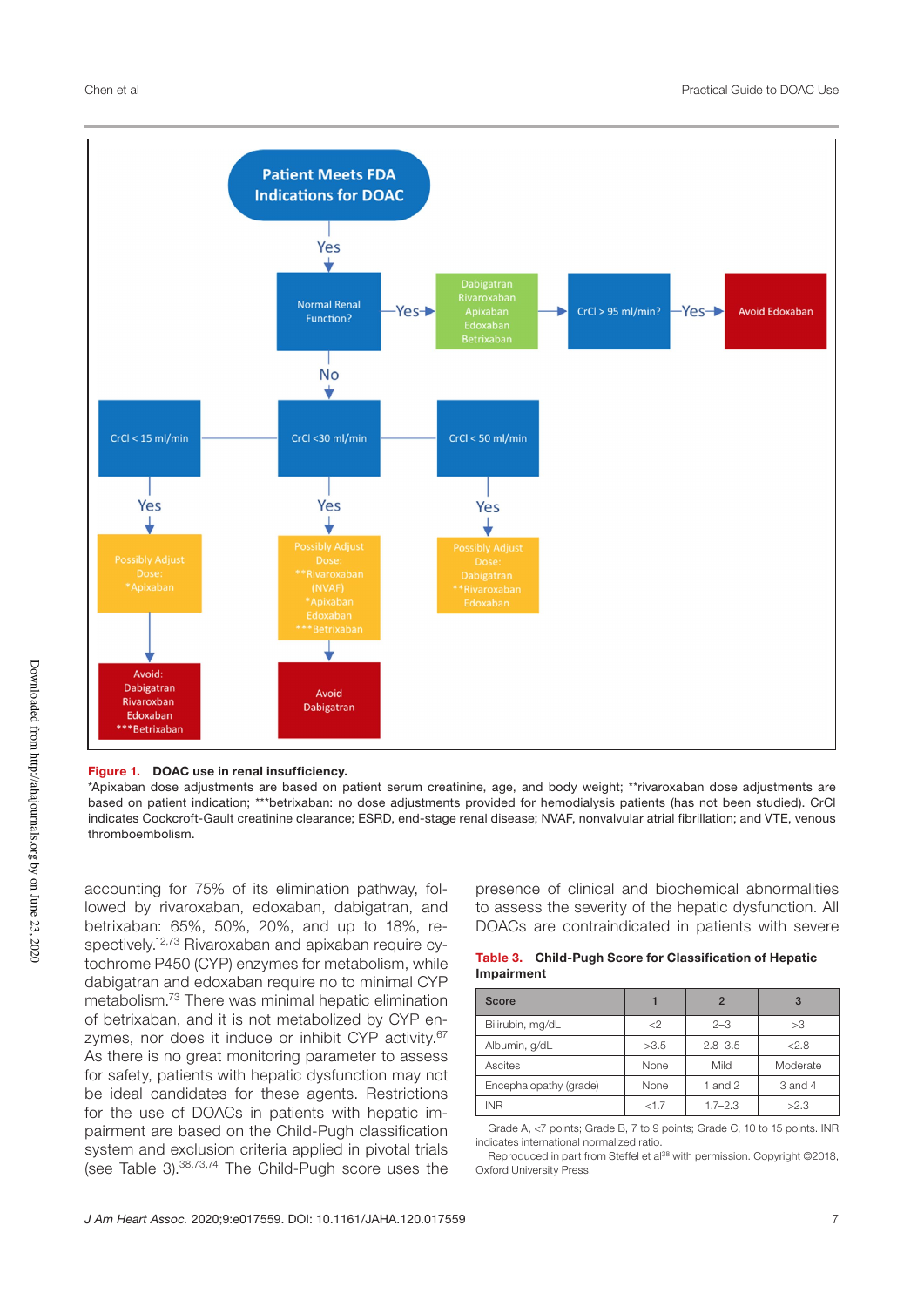Figure 1. DOAC use in renal insufficiency.
*Apixaban dose adjustments are based on patient serum creatinine, age, and body weight; **rivaroxaban dose adjustments are based on patient indication; ***betrixaban: no dose adjustments provided for hemodialysis patients (has not been studied). CrCl indicates Cockcroft-Gault creatinine clearance; ESRD, end-stage renal disease; NVAF, nonvalvular atrial fibrillation; and VTE, venous thromboembolism.

accounting for 75% of its elimination pathway, followed by rivaroxaban, edoxaban, dabigatran, and betrixaban: 65%, 50%, 20%, and up to 18%, respectively.[12,73] Rivaroxaban and apixaban require cytochrome P450 (CYP) enzymes for metabolism, while dabigatran and edoxaban require no to minimal CYP metabolism.[73] There was minimal hepatic elimination of betrixaban, and it is not metabolized by CYP enzymes, nor does it induce or inhibit CYP activity.[67] As there is no great monitoring parameter to assess for safety, patients with hepatic dysfunction may not be ideal candidates for these agents. Restrictions for the use of DOACs in patients with hepatic impairment are based on the Child-Pugh classification system and exclusion criteria applied in pivotal trials (see Table 3).[38,73,74] The Child-Pugh score uses the presence of clinical and biochemical abnormalities to assess the severity of the hepatic dysfunction. All DOACs are contraindicated in patients with severe

**Table 3. Child-Pugh Score for Classification of Hepatic Impairment**

| Score | 1 | 2 | 3 |
|---|---|---|---|
| Bilirubin, mg/dL | <2 | 2–3 | >3 |
| Albumin, g/dL | >3.5 | 2.8–3.5 | <2.8 |
| Ascites | None | Mild | Moderate |
| Encephalopathy (grade) | None | 1 and 2 | 3 and 4 |
| INR | <1.7 | 1.7–2.3 | >2.3 |

Grade A, <7 points; Grade B, 7 to 9 points; Grade C, 10 to 15 points. INR indicates international normalized ratio.

Reproduced in part from Steffel et al[38] with permission. Copyright ©2018, Oxford University Press.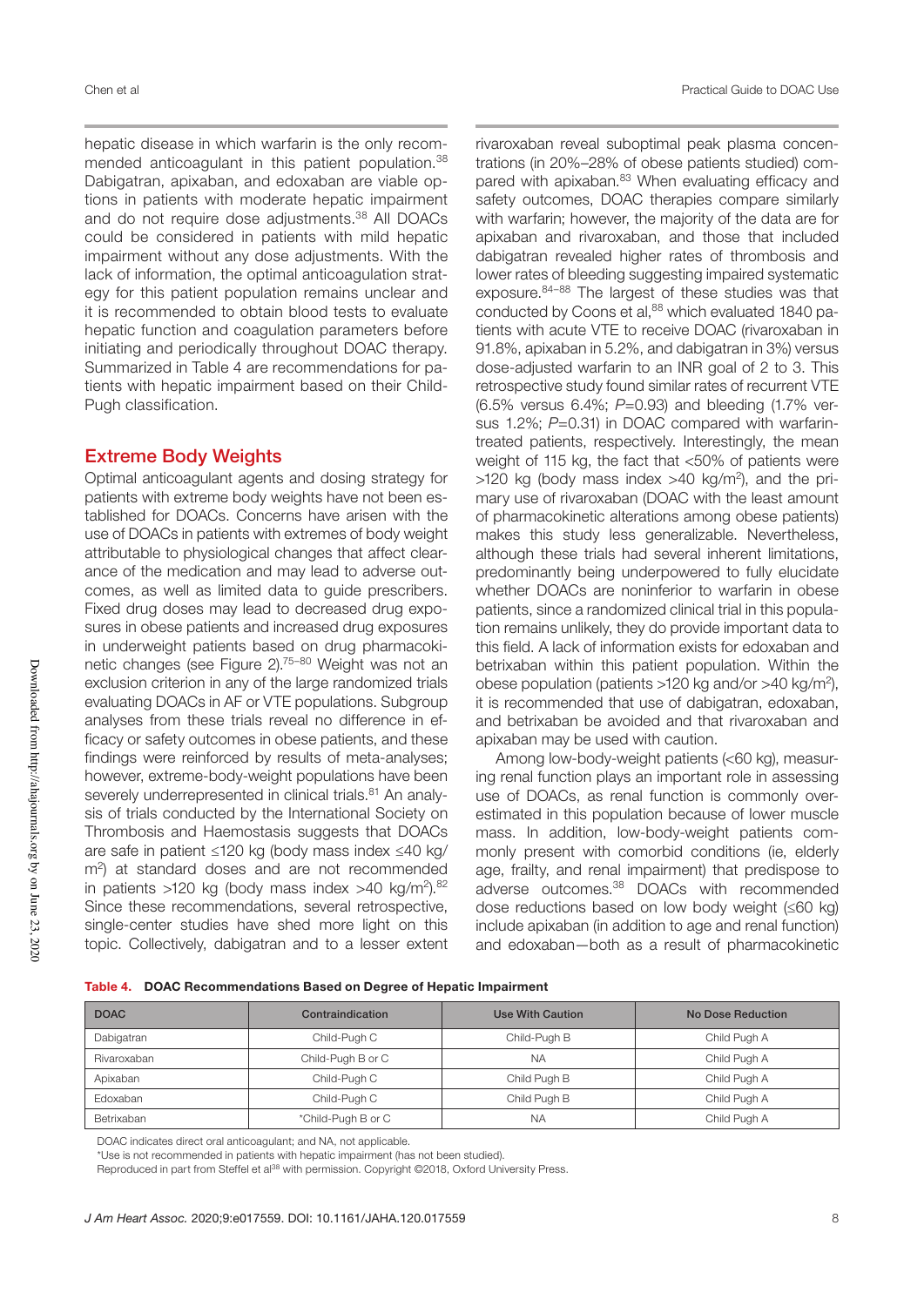hepatic disease in which warfarin is the only recommended anticoagulant in this patient population.[38] Dabigatran, apixaban, and edoxaban are viable options in patients with moderate hepatic impairment and do not require dose adjustments.[38] All DOACs could be considered in patients with mild hepatic impairment without any dose adjustments. With the lack of information, the optimal anticoagulation strategy for this patient population remains unclear and it is recommended to obtain blood tests to evaluate hepatic function and coagulation parameters before initiating and periodically throughout DOAC therapy. Summarized in Table 4 are recommendations for patients with hepatic impairment based on their Child-Pugh classification.

## Extreme Body Weights

Optimal anticoagulant agents and dosing strategy for patients with extreme body weights have not been established for DOACs. Concerns have arisen with the use of DOACs in patients with extremes of body weight attributable to physiological changes that affect clearance of the medication and may lead to adverse outcomes, as well as limited data to guide prescribers. Fixed drug doses may lead to decreased drug exposures in obese patients and increased drug exposures in underweight patients based on drug pharmacokinetic changes (see Figure 2).[75–80] Weight was not an exclusion criterion in any of the large randomized trials evaluating DOACs in AF or VTE populations. Subgroup analyses from these trials reveal no difference in efficacy or safety outcomes in obese patients, and these findings were reinforced by results of meta-analyses; however, extreme-body-weight populations have been severely underrepresented in clinical trials.[81] An analysis of trials conducted by the International Society on Thrombosis and Haemostasis suggests that DOACs are safe in patient ≤120 kg (body mass index ≤40 kg/m$^2$) at standard doses and are not recommended in patients >120 kg (body mass index >40 kg/m$^2$).[82] Since these recommendations, several retrospective, single-center studies have shed more light on this topic. Collectively, dabigatran and to a lesser extent rivaroxaban reveal suboptimal peak plasma concentrations (in 20%–28% of obese patients studied) compared with apixaban.[83] When evaluating efficacy and safety outcomes, DOAC therapies compare similarly with warfarin; however, the majority of the data are for apixaban and rivaroxaban, and those that included dabigatran revealed higher rates of thrombosis and lower rates of bleeding suggesting impaired systematic exposure.[84–88] The largest of these studies was that conducted by Coons et al,[88] which evaluated 1840 patients with acute VTE to receive DOAC (rivaroxaban in 91.8%, apixaban in 5.2%, and dabigatran in 3%) versus dose-adjusted warfarin to an INR goal of 2 to 3. This retrospective study found similar rates of recurrent VTE (6.5% versus 6.4%; $P$=0.93) and bleeding (1.7% versus 1.2%; $P$=0.31) in DOAC compared with warfarin-treated patients, respectively. Interestingly, the mean weight of 115 kg, the fact that <50% of patients were >120 kg (body mass index >40 kg/m$^2$), and the primary use of rivaroxaban (DOAC with the least amount of pharmacokinetic alterations among obese patients) makes this study less generalizable. Nevertheless, although these trials had several inherent limitations, predominantly being underpowered to fully elucidate whether DOACs are noninferior to warfarin in obese patients, since a randomized clinical trial in this population remains unlikely, they do provide important data to this field. A lack of information exists for edoxaban and betrixaban within this patient population. Within the obese population (patients >120 kg and/or >40 kg/m$^2$), it is recommended that use of dabigatran, edoxaban, and betrixaban be avoided and that rivaroxaban and apixaban may be used with caution.

Among low-body-weight patients (<60 kg), measuring renal function plays an important role in assessing use of DOACs, as renal function is commonly overestimated in this population because of lower muscle mass. In addition, low-body-weight patients commonly present with comorbid conditions (ie, elderly age, frailty, and renal impairment) that predispose to adverse outcomes.[38] DOACs with recommended dose reductions based on low body weight (≤60 kg) include apixaban (in addition to age and renal function) and edoxaban—both as a result of pharmacokinetic

**Table 4. DOAC Recommendations Based on Degree of Hepatic Impairment**

| DOAC | Contraindication | Use With Caution | No Dose Reduction |
|---|---|---|---|
| Dabigatran | Child-Pugh C | Child-Pugh B | Child Pugh A |
| Rivaroxaban | Child-Pugh B or C | NA | Child Pugh A |
| Apixaban | Child-Pugh C | Child Pugh B | Child Pugh A |
| Edoxaban | Child-Pugh C | Child Pugh B | Child Pugh A |
| Betrixaban | *Child-Pugh B or C | NA | Child Pugh A |

DOAC indicates direct oral anticoagulant; and NA, not applicable.

*Use is not recommended in patients with hepatic impairment (has not been studied).

Reproduced in part from Steffel et al[38] with permission. Copyright ©2018, Oxford University Press.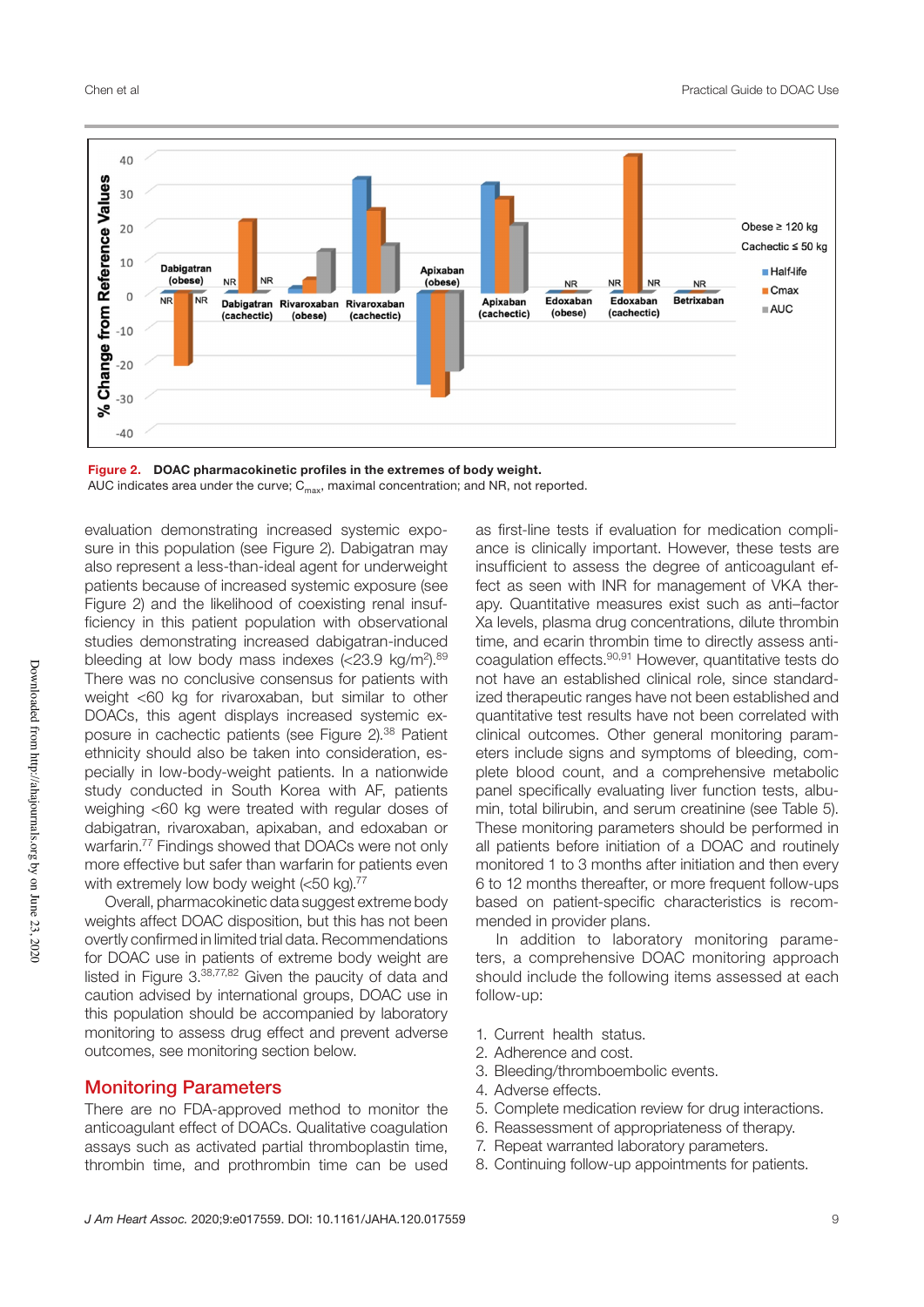Figure 2. DOAC pharmacokinetic profiles in the extremes of body weight.
AUC indicates area under the curve; $C_{max}$, maximal concentration; and NR, not reported.

evaluation demonstrating increased systemic exposure in this population (see Figure 2). Dabigatran may also represent a less-than-ideal agent for underweight patients because of increased systemic exposure (see Figure 2) and the likelihood of coexisting renal insufficiency in this patient population with observational studies demonstrating increased dabigatran-induced bleeding at low body mass indexes (<23.9 kg/m²).[89] There was no conclusive consensus for patients with weight <60 kg for rivaroxaban, but similar to other DOACs, this agent displays increased systemic exposure in cachectic patients (see Figure 2).[38] Patient ethnicity should also be taken into consideration, especially in low-body-weight patients. In a nationwide study conducted in South Korea with AF, patients weighing <60 kg were treated with regular doses of dabigatran, rivaroxaban, apixaban, and edoxaban or warfarin.[77] Findings showed that DOACs were not only more effective but safer than warfarin for patients even with extremely low body weight (<50 kg).[77]

Overall, pharmacokinetic data suggest extreme body weights affect DOAC disposition, but this has not been overtly confirmed in limited trial data. Recommendations for DOAC use in patients of extreme body weight are listed in Figure 3.[38,77,82] Given the paucity of data and caution advised by international groups, DOAC use in this population should be accompanied by laboratory monitoring to assess drug effect and prevent adverse outcomes, see monitoring section below.

## Monitoring Parameters

There are no FDA-approved method to monitor the anticoagulant effect of DOACs. Qualitative coagulation assays such as activated partial thromboplastin time, thrombin time, and prothrombin time can be used as first-line tests if evaluation for medication compliance is clinically important. However, these tests are insufficient to assess the degree of anticoagulant effect as seen with INR for management of VKA therapy. Quantitative measures exist such as anti–factor Xa levels, plasma drug concentrations, dilute thrombin time, and ecarin thrombin time to directly assess anticoagulation effects.[90,91] However, quantitative tests do not have an established clinical role, since standardized therapeutic ranges have not been established and quantitative test results have not been correlated with clinical outcomes. Other general monitoring parameters include signs and symptoms of bleeding, complete blood count, and a comprehensive metabolic panel specifically evaluating liver function tests, albumin, total bilirubin, and serum creatinine (see Table 5). These monitoring parameters should be performed in all patients before initiation of a DOAC and routinely monitored 1 to 3 months after initiation and then every 6 to 12 months thereafter, or more frequent follow-ups based on patient-specific characteristics is recommended in provider plans.

In addition to laboratory monitoring parameters, a comprehensive DOAC monitoring approach should include the following items assessed at each follow-up:

1. Current health status.
2. Adherence and cost.
3. Bleeding/thromboembolic events.
4. Adverse effects.
5. Complete medication review for drug interactions.
6. Reassessment of appropriateness of therapy.
7. Repeat warranted laboratory parameters.
8. Continuing follow-up appointments for patients.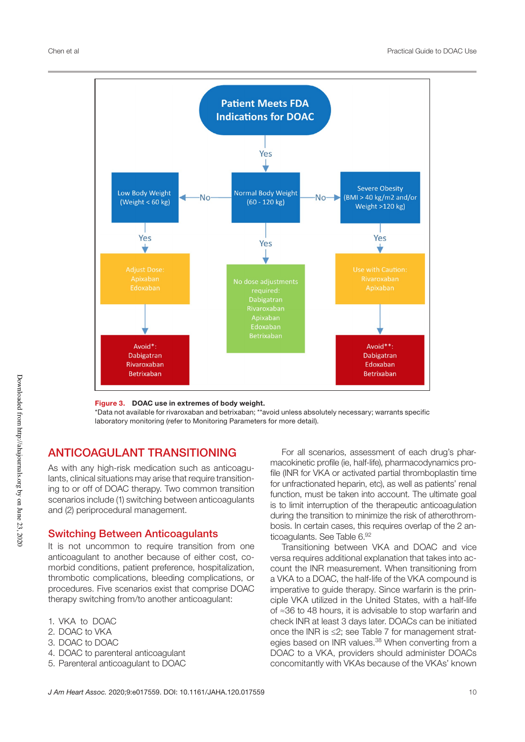Patient Meets FDA Indications for DOAC

Yes

| Low Body Weight (Weight < 60 kg) | Normal Body Weight (60 - 120 kg) | Severe Obesity (BMI > 40 kg/m2 and/or Weight >120 kg) |
| --- | --- | --- |
| Yes | Yes | Yes |
| Adjust Dose: Apixaban, Edoxaban | No dose adjustments required: Dabigatran, Rivaroxaban, Apixaban, Edoxaban, Betrixaban | Use with Caution: Rivaroxaban, Apixaban |
| Avoid*: Dabigatran, Rivaroxaban, Betrixaban | | Avoid**: Dabigatran, Edoxaban, Betrixaban |

**Figure 3. DOAC use in extremes of body weight.**
*Data not available for rivaroxaban and betrixaban; **avoid unless absolutely necessary; warrants specific laboratory monitoring (refer to Monitoring Parameters for more detail).

## ANTICOAGULANT TRANSITIONING

As with any high-risk medication such as anticoagulants, clinical situations may arise that require transitioning to or off of DOAC therapy. Two common transition scenarios include (1) switching between anticoagulants and (2) periprocedural management.

### Switching Between Anticoagulants

It is not uncommon to require transition from one anticoagulant to another because of either cost, comorbid conditions, patient preference, hospitalization, thrombotic complications, bleeding complications, or procedures. Five scenarios exist that comprise DOAC therapy switching from/to another anticoagulant:

1. VKA to DOAC
2. DOAC to VKA
3. DOAC to DOAC
4. DOAC to parenteral anticoagulant
5. Parenteral anticoagulant to DOAC

For all scenarios, assessment of each drug's pharmacokinetic profile (ie, half-life), pharmacodynamics profile (INR for VKA or activated partial thromboplastin time for unfractionated heparin, etc), as well as patients' renal function, must be taken into account. The ultimate goal is to limit interruption of the therapeutic anticoagulation during the transition to minimize the risk of atherothrombosis. In certain cases, this requires overlap of the 2 anticoagulants. See Table 6.[92]

Transitioning between VKA and DOAC and vice versa requires additional explanation that takes into account the INR measurement. When transitioning from a VKA to a DOAC, the half-life of the VKA compound is imperative to guide therapy. Since warfarin is the principle VKA utilized in the United States, with a half-life of ≈36 to 48 hours, it is advisable to stop warfarin and check INR at least 3 days later. DOACs can be initiated once the INR is ≤2; see Table 7 for management strategies based on INR values.[38] When converting from a DOAC to a VKA, providers should administer DOACs concomitantly with VKAs because of the VKAs' known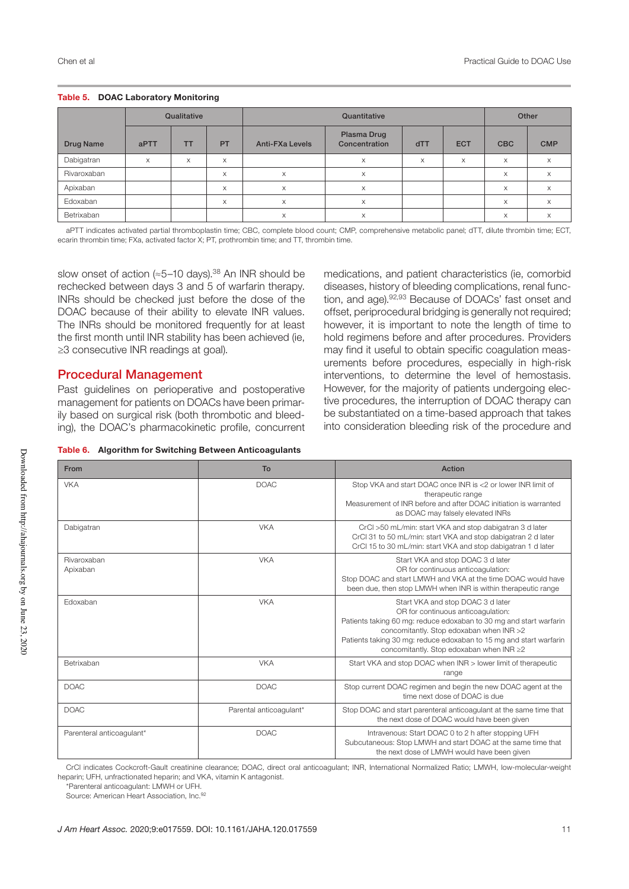**Table 5. DOAC Laboratory Monitoring**

| Drug Name | Qualitative | | | Quantitative | | | | Other | |
|---|---|---|---|---|---|---|---|---|---|
| | aPTT | TT | PT | Anti-FXa Levels | Plasma Drug Concentration | dTT | ECT | CBC | CMP |
| Dabigatran | x | x | x | | x | x | x | x | x |
| Rivaroxaban | | | x | x | x | | | x | x |
| Apixaban | | | x | x | x | | | x | x |
| Edoxaban | | | x | x | x | | | x | x |
| Betrixaban | | | | x | x | | | x | x |

aPTT indicates activated partial thromboplastin time; CBC, complete blood count; CMP, comprehensive metabolic panel; dTT, dilute thrombin time; ECT, ecarin thrombin time; FXa, activated factor X; PT, prothrombin time; and TT, thrombin time.

slow onset of action (≈5–10 days).[38] An INR should be rechecked between days 3 and 5 of warfarin therapy. INRs should be checked just before the dose of the DOAC because of their ability to elevate INR values. The INRs should be monitored frequently for at least the first month until INR stability has been achieved (ie, ≥3 consecutive INR readings at goal).

## Procedural Management

Past guidelines on perioperative and postoperative management for patients on DOACs have been primarily based on surgical risk (both thrombotic and bleeding), the DOAC's pharmacokinetic profile, concurrent medications, and patient characteristics (ie, comorbid diseases, history of bleeding complications, renal function, and age).[92,93] Because of DOACs' fast onset and offset, periprocedural bridging is generally not required; however, it is important to note the length of time to hold regimens before and after procedures. Providers may find it useful to obtain specific coagulation measurements before procedures, especially in high-risk interventions, to determine the level of hemostasis. However, for the majority of patients undergoing elective procedures, the interruption of DOAC therapy can be substantiated on a time-based approach that takes into consideration bleeding risk of the procedure and

**Table 6. Algorithm for Switching Between Anticoagulants**

| From | To | Action |
|---|---|---|
| VKA | DOAC | Stop VKA and start DOAC once INR is <2 or lower INR limit of therapeutic range<br>Measurement of INR before and after DOAC initiation is warranted as DOAC may falsely elevated INRs |
| Dabigatran | VKA | CrCl >50 mL/min: start VKA and stop dabigatran 3 d later<br>CrCl 31 to 50 mL/min: start VKA and stop dabigatran 2 d later<br>CrCl 15 to 30 mL/min: start VKA and stop dabigatran 1 d later |
| Rivaroxaban<br>Apixaban | VKA | Start VKA and stop DOAC 3 d later<br>OR for continuous anticoagulation:<br>Stop DOAC and start LMWH and VKA at the time DOAC would have been due, then stop LMWH when INR is within therapeutic range |
| Edoxaban | VKA | Start VKA and stop DOAC 3 d later<br>OR for continuous anticoagulation:<br>Patients taking 60 mg: reduce edoxaban to 30 mg and start warfarin concomitantly. Stop edoxaban when INR >2<br>Patients taking 30 mg: reduce edoxaban to 15 mg and start warfarin concomitantly. Stop edoxaban when INR ≥2 |
| Betrixaban | VKA | Start VKA and stop DOAC when INR > lower limit of therapeutic range |
| DOAC | DOAC | Stop current DOAC regimen and begin the new DOAC agent at the time next dose of DOAC is due |
| DOAC | Parental anticoagulant* | Stop DOAC and start parenteral anticoagulant at the same time that the next dose of DOAC would have been given |
| Parenteral anticoagulant* | DOAC | Intravenous: Start DOAC 0 to 2 h after stopping UFH<br>Subcutaneous: Stop LMWH and start DOAC at the same time that the next dose of LMWH would have been given |

CrCl indicates Cockcroft-Gault creatinine clearance; DOAC, direct oral anticoagulant; INR, International Normalized Ratio; LMWH, low-molecular-weight heparin; UFH, unfractionated heparin; and VKA, vitamin K antagonist.

*Parenteral anticoagulant: LMWH or UFH.

Source: American Heart Association, Inc.[92]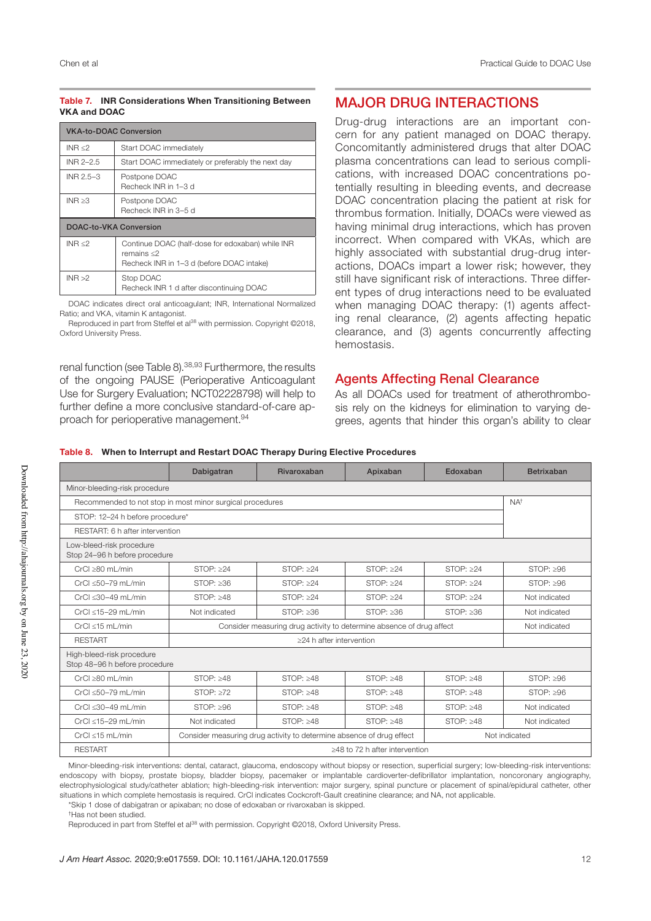**Table 7. INR Considerations When Transitioning Between VKA and DOAC**

| VKA-to-DOAC Conversion | |
|---|---|
| INR ≤2 | Start DOAC immediately |
| INR 2–2.5 | Start DOAC immediately or preferably the next day |
| INR 2.5–3 | Postpone DOAC<br>Recheck INR in 1–3 d |
| INR ≥3 | Postpone DOAC<br>Recheck INR in 3–5 d |
| **DOAC-to-VKA Conversion** | |
| INR ≤2 | Continue DOAC (half-dose for edoxaban) while INR remains ≤2<br>Recheck INR in 1–3 d (before DOAC intake) |
| INR >2 | Stop DOAC<br>Recheck INR 1 d after discontinuing DOAC |

DOAC indicates direct oral anticoagulant; INR, International Normalized Ratio; and VKA, vitamin K antagonist.

Reproduced in part from Steffel et al[38] with permission. Copyright ©2018, Oxford University Press.

renal function (see Table 8).[38,93] Furthermore, the results of the ongoing PAUSE (Perioperative Anticoagulant Use for Surgery Evaluation; NCT02228798) will help to further define a more conclusive standard-of-care approach for perioperative management.[94]

## MAJOR DRUG INTERACTIONS

Drug-drug interactions are an important concern for any patient managed on DOAC therapy. Concomitantly administered drugs that alter DOAC plasma concentrations can lead to serious complications, with increased DOAC concentrations potentially resulting in bleeding events, and decrease DOAC concentration placing the patient at risk for thrombus formation. Initially, DOACs were viewed as having minimal drug interactions, which has proven incorrect. When compared with VKAs, which are highly associated with substantial drug-drug interactions, DOACs impart a lower risk; however, they still have significant risk of interactions. Three different types of drug interactions need to be evaluated when managing DOAC therapy: (1) agents affecting renal clearance, (2) agents affecting hepatic clearance, and (3) agents concurrently affecting hemostasis.

### Agents Affecting Renal Clearance

As all DOACs used for treatment of atherothrombosis rely on the kidneys for elimination to varying degrees, agents that hinder this organ's ability to clear

**Table 8. When to Interrupt and Restart DOAC Therapy During Elective Procedures**

| | Dabigatran | Rivaroxaban | Apixaban | Edoxaban | Betrixaban |
|---|---|---|---|---|---|
| Minor-bleeding-risk procedure | | | | | |
| Recommended to not stop in most minor surgical procedures | | | | | NA[†] |
| STOP: 12–24 h before procedure* | | | | | |
| RESTART: 6 h after intervention | | | | | |
| Low-bleed-risk procedure<br>Stop 24–96 h before procedure | | | | | |
| CrCl ≥80 mL/min | STOP: ≥24 | STOP: ≥24 | STOP: ≥24 | STOP: ≥24 | STOP: ≥96 |
| CrCl ≤50–79 mL/min | STOP: ≥36 | STOP: ≥24 | STOP: ≥24 | STOP: ≥24 | STOP: ≥96 |
| CrCl ≤30–49 mL/min | STOP: ≥48 | STOP: ≥24 | STOP: ≥24 | STOP: ≥24 | Not indicated |
| CrCl ≤15–29 mL/min | Not indicated | STOP: ≥36 | STOP: ≥36 | STOP: ≥36 | Not indicated |
| CrCl ≤15 mL/min | Consider measuring drug activity to determine absence of drug affect | | | | Not indicated |
| RESTART | ≥24 h after intervention | | | | |
| High-bleed-risk procedure<br>Stop 48–96 h before procedure | | | | | |
| CrCl ≥80 mL/min | STOP: ≥48 | STOP: ≥48 | STOP: ≥48 | STOP: ≥48 | STOP: ≥96 |
| CrCl ≤50–79 mL/min | STOP: ≥72 | STOP: ≥48 | STOP: ≥48 | STOP: ≥48 | STOP: ≥96 |
| CrCl ≤30–49 mL/min | STOP: ≥96 | STOP: ≥48 | STOP: ≥48 | STOP: ≥48 | Not indicated |
| CrCl ≤15–29 mL/min | Not indicated | STOP: ≥48 | STOP: ≥48 | STOP: ≥48 | Not indicated |
| CrCl ≤15 mL/min | Consider measuring drug activity to determine absence of drug effect | | | Not indicated | |
| RESTART | ≥48 to 72 h after intervention | | | | |

Minor-bleeding-risk interventions: dental, cataract, glaucoma, endoscopy without biopsy or resection, superficial surgery; low-bleeding-risk interventions: endoscopy with biopsy, prostate biopsy, bladder biopsy, pacemaker or implantable cardioverter-defibrillator implantation, noncoronary angiography, electrophysiological study/catheter ablation; high-bleeding-risk intervention: major surgery, spinal puncture or placement of spinal/epidural catheter, other situations in which complete hemostasis is required. CrCl indicates Cockcroft-Gault creatinine clearance; and NA, not applicable.

*Skip 1 dose of dabigatran or apixaban; no dose of edoxaban or rivaroxaban is skipped.

[†]Has not been studied.

Reproduced in part from Steffel et al[38] with permission. Copyright ©2018, Oxford University Press.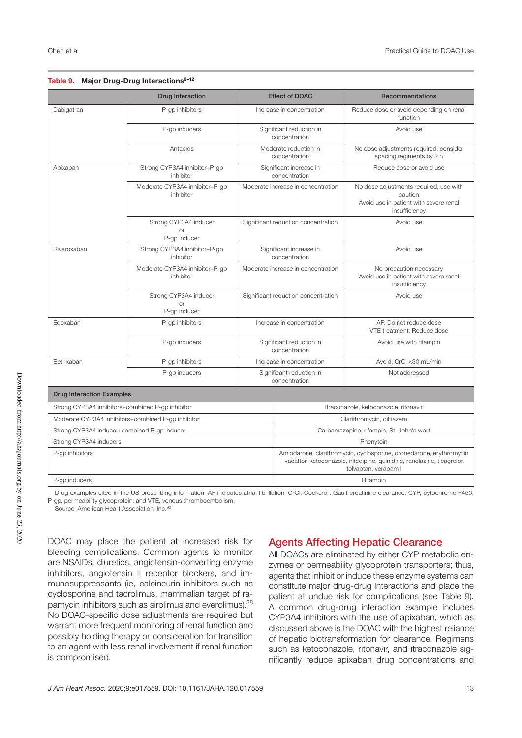**Table 9. Major Drug-Drug Interactions[8–12]**

| | Drug Interaction | Effect of DOAC | Recommendations |
|---|---|---|---|
| Dabigatran | P-gp inhibitors | Increase in concentration | Reduce dose or avoid depending on renal function |
| | P-gp inducers | Significant reduction in concentration | Avoid use |
| | Antacids | Moderate reduction in concentration | No dose adjustments required; consider spacing regiments by 2 h |
| Apixaban | Strong CYP3A4 inhibitor+P-gp inhibitor | Significant increase in concentration | Reduce dose or avoid use |
| | Moderate CYP3A4 inhibitor+P-gp inhibitor | Moderate increase in concentration | No dose adjustments required; use with caution<br>Avoid use in patient with severe renal insufficiency |
| | Strong CYP3A4 inducer<br>or<br>P-gp inducer | Significant reduction concentration | Avoid use |
| Rivaroxaban | Strong CYP3A4 inhibitor+P-gp inhibitor | Significant increase in concentration | Avoid use |
| | Moderate CYP3A4 inhibitor+P-gp inhibitor | Moderate increase in concentration | No precaution necessary<br>Avoid use in patient with severe renal insufficiency |
| | Strong CYP3A4 inducer<br>or<br>P-gp inducer | Significant reduction concentration | Avoid use |
| Edoxaban | P-gp inhibitors | Increase in concentration | AF: Do not reduce dose<br>VTE treatment: Reduce dose |
| | P-gp inducers | Significant reduction in concentration | Avoid use with rifampin |
| Betrixaban | P-gp inhibitors | Increase in concentration | Avoid: CrCl <30 mL/min |
| | P-gp inducers | Significant reduction in concentration | Not addressed |

| Drug Interaction Examples | |
|---|---|
| Strong CYP3A4 inhibitors+combined P-gp inhibitor | Itraconazole, ketoconazole, ritonavir |
| Moderate CYP3A4 inhibitors+combined P-gp inhibitor | Clarithromycin, diltiazem |
| Strong CYP3A4 inducer+combined P-gp inducer | Carbamazepine, rifampin, St. John's wort |
| Strong CYP3A4 inducers | Phenytoin |
| P-gp inhibitors | Amiodarone, clarithromycin, cyclosporine, dronedarone, erythromycin ivacaftor, ketoconazole, nifedipine, quinidine, ranolazine, ticagrelor, tolvaptan, verapamil |
| P-gp inducers | Rifampin |

Drug examples cited in the US prescribing information. AF indicates atrial fibrillation; CrCl, Cockcroft-Gault creatinine clearance; CYP, cytochrome P450; P-gp, permeability glycoprotein; and VTE, venous thromboembolism.
Source: American Heart Association, Inc.[92]

DOAC may place the patient at increased risk for bleeding complications. Common agents to monitor are NSAIDs, diuretics, angiotensin-converting enzyme inhibitors, angiotensin II receptor blockers, and immunosuppressants (ie, calcineurin inhibitors such as cyclosporine and tacrolimus, mammalian target of rapamycin inhibitors such as sirolimus and everolimus).[38] No DOAC-specific dose adjustments are required but warrant more frequent monitoring of renal function and possibly holding therapy or consideration for transition to an agent with less renal involvement if renal function is compromised.

## Agents Affecting Hepatic Clearance

All DOACs are eliminated by either CYP metabolic enzymes or permeability glycoprotein transporters; thus, agents that inhibit or induce these enzyme systems can constitute major drug-drug interactions and place the patient at undue risk for complications (see Table 9). A common drug-drug interaction example includes CYP3A4 inhibitors with the use of apixaban, which as discussed above is the DOAC with the highest reliance of hepatic biotransformation for clearance. Regimens such as ketoconazole, ritonavir, and itraconazole significantly reduce apixaban drug concentrations and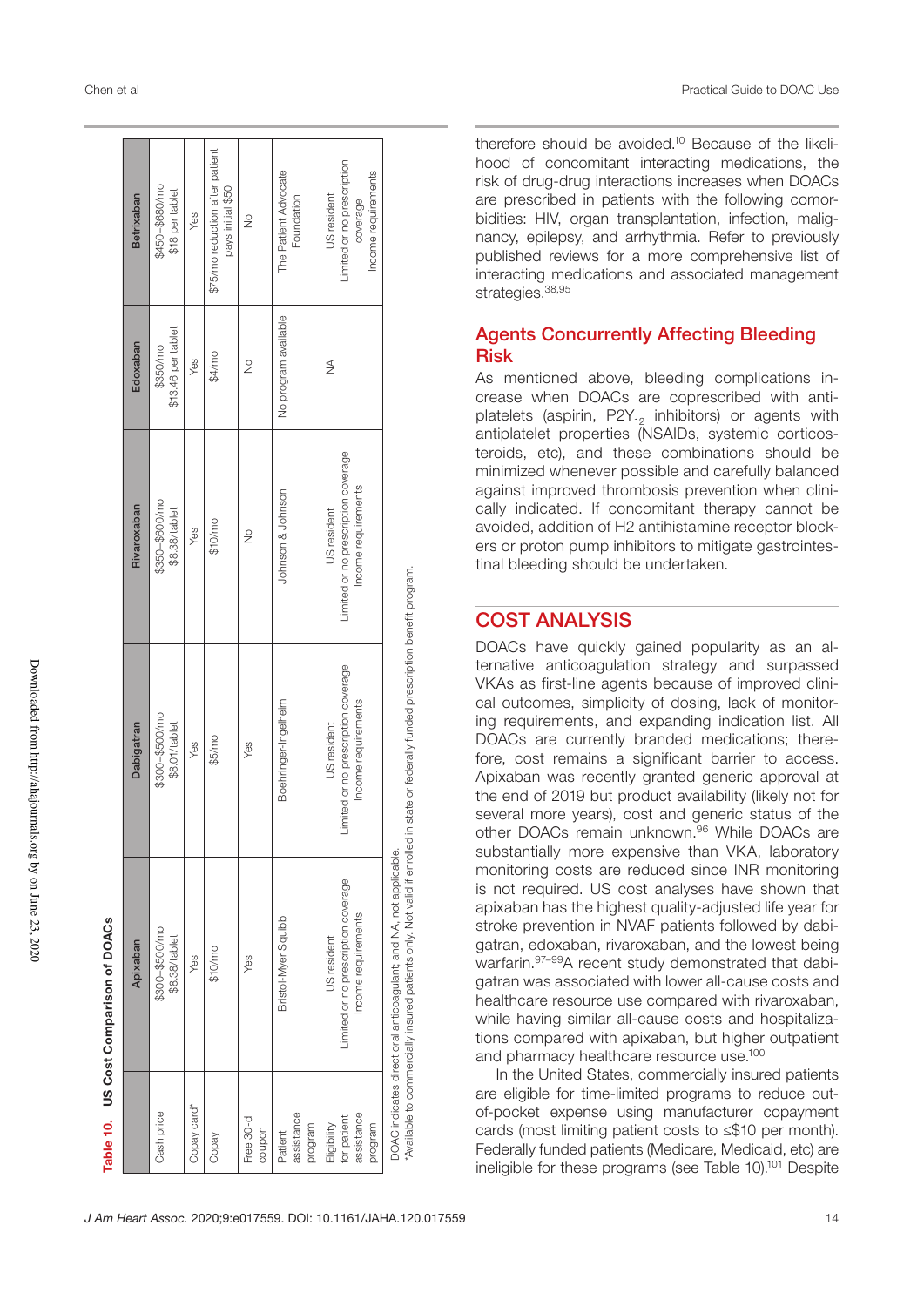**Table 10. US Cost Comparison of DOACs**

| | Apixaban | Dabigatran | Rivaroxaban | Edoxaban | Betrixaban |
|---|---|---|---|---|---|
| Cash price | \$300–\$500/mo \$8.38/tablet | \$300–\$500/mo \$8.01/tablet | \$350–\$600/mo \$8.38/tablet | \$350/mo \$13.46 per tablet | \$450–\$680/mo \$18 per tablet |
| Copay card* | Yes | Yes | Yes | Yes | Yes |
| Copay | \$10/mo | \$5/mo | \$10/mo | \$4/mo | \$75/mo reduction after patient pays initial \$50 |
| Free 30-d coupon | Yes | Yes | No | No | No |
| Patient assistance program | Bristol-Myer Squibb | Boehringer-Ingelheim | Johnson & Johnson | No program available | The Patient Advocate Foundation |
| Eligibility for patient assistance program | US resident Limited or no prescription coverage Income requirements | US resident Limited or no prescription coverage Income requirements | US resident Limited or no prescription coverage Income requirements | NA | US resident Limited or no prescription coverage Income requirements |

DOAC indicates direct oral anticoagulant; and NA, not applicable.
*Available to commercially insured patients only. Not valid if enrolled in state or federally funded prescription benefit program.

therefore should be avoided.[10] Because of the likelihood of concomitant interacting medications, the risk of drug-drug interactions increases when DOACs are prescribed in patients with the following comorbidities: HIV, organ transplantation, infection, malignancy, epilepsy, and arrhythmia. Refer to previously published reviews for a more comprehensive list of interacting medications and associated management strategies.[38,95]

### Agents Concurrently Affecting Bleeding Risk

As mentioned above, bleeding complications increase when DOACs are coprescribed with antiplatelets (aspirin, $P2Y_{12}$ inhibitors) or agents with antiplatelet properties (NSAIDs, systemic corticosteroids, etc), and these combinations should be minimized whenever possible and carefully balanced against improved thrombosis prevention when clinically indicated. If concomitant therapy cannot be avoided, addition of H2 antihistamine receptor blockers or proton pump inhibitors to mitigate gastrointestinal bleeding should be undertaken.

## COST ANALYSIS

DOACs have quickly gained popularity as an alternative anticoagulation strategy and surpassed VKAs as first-line agents because of improved clinical outcomes, simplicity of dosing, lack of monitoring requirements, and expanding indication list. All DOACs are currently branded medications; therefore, cost remains a significant barrier to access. Apixaban was recently granted generic approval at the end of 2019 but product availability (likely not for several more years), cost and generic status of the other DOACs remain unknown.[96] While DOACs are substantially more expensive than VKA, laboratory monitoring costs are reduced since INR monitoring is not required. US cost analyses have shown that apixaban has the highest quality-adjusted life year for stroke prevention in NVAF patients followed by dabigatran, edoxaban, rivaroxaban, and the lowest being warfarin.[97–99] A recent study demonstrated that dabigatran was associated with lower all-cause costs and healthcare resource use compared with rivaroxaban, while having similar all-cause costs and hospitalizations compared with apixaban, but higher outpatient and pharmacy healthcare resource use.[100]

In the United States, commercially insured patients are eligible for time-limited programs to reduce out-of-pocket expense using manufacturer copayment cards (most limiting patient costs to ≤\$10 per month). Federally funded patients (Medicare, Medicaid, etc) are ineligible for these programs (see Table 10).[101] Despite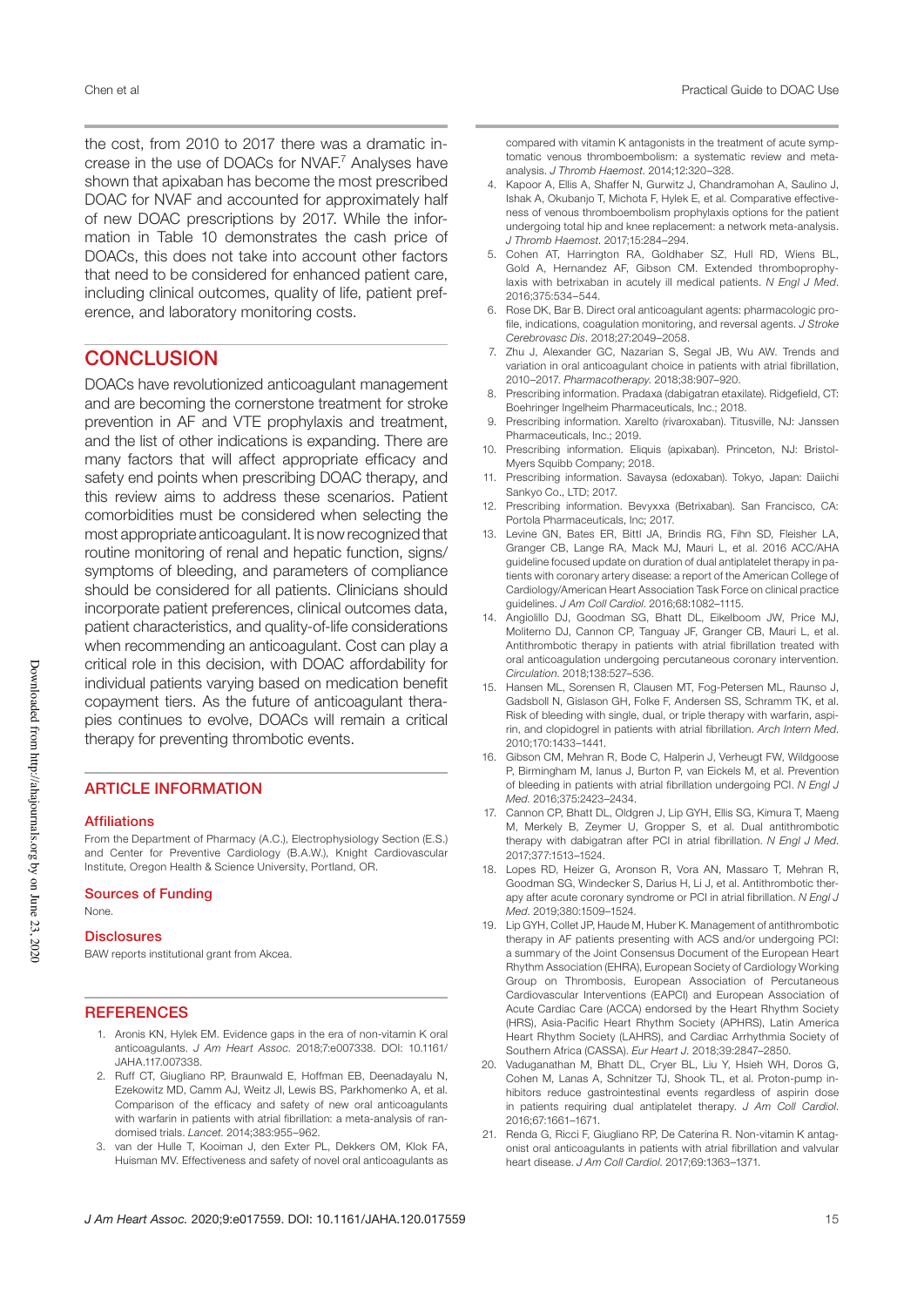the cost, from 2010 to 2017 there was a dramatic increase in the use of DOACs for NVAF.[7] Analyses have shown that apixaban has become the most prescribed DOAC for NVAF and accounted for approximately half of new DOAC prescriptions by 2017. While the information in Table 10 demonstrates the cash price of DOACs, this does not take into account other factors that need to be considered for enhanced patient care, including clinical outcomes, quality of life, patient preference, and laboratory monitoring costs.

## CONCLUSION

DOACs have revolutionized anticoagulant management and are becoming the cornerstone treatment for stroke prevention in AF and VTE prophylaxis and treatment, and the list of other indications is expanding. There are many factors that will affect appropriate efficacy and safety end points when prescribing DOAC therapy, and this review aims to address these scenarios. Patient comorbidities must be considered when selecting the most appropriate anticoagulant. It is now recognized that routine monitoring of renal and hepatic function, signs/symptoms of bleeding, and parameters of compliance should be considered for all patients. Clinicians should incorporate patient preferences, clinical outcomes data, patient characteristics, and quality-of-life considerations when recommending an anticoagulant. Cost can play a critical role in this decision, with DOAC affordability for individual patients varying based on medication benefit copayment tiers. As the future of anticoagulant therapies continues to evolve, DOACs will remain a critical therapy for preventing thrombotic events.

## ARTICLE INFORMATION

### Affiliations

From the Department of Pharmacy (A.C.), Electrophysiology Section (E.S.) and Center for Preventive Cardiology (B.A.W.), Knight Cardiovascular Institute, Oregon Health & Science University, Portland, OR.

### Sources of Funding

None.

### Disclosures

BAW reports institutional grant from Akcea.

## REFERENCES

1. Aronis KN, Hylek EM. Evidence gaps in the era of non-vitamin K oral anticoagulants. *J Am Heart Assoc*. 2018;7:e007338. DOI: 10.1161/JAHA.117.007338.
2. Ruff CT, Giugliano RP, Braunwald E, Hoffman EB, Deenadayalu N, Ezekowitz MD, Camm AJ, Weitz JI, Lewis BS, Parkhomenko A, et al. Comparison of the efficacy and safety of new oral anticoagulants with warfarin in patients with atrial fibrillation: a meta-analysis of randomised trials. *Lancet*. 2014;383:955–962.
3. van der Hulle T, Kooiman J, den Exter PL, Dekkers OM, Klok FA, Huisman MV. Effectiveness and safety of novel oral anticoagulants as compared with vitamin K antagonists in the treatment of acute symptomatic venous thromboembolism: a systematic review and meta-analysis. *J Thromb Haemost*. 2014;12:320–328.
4. Kapoor A, Ellis A, Shaffer N, Gurwitz J, Chandramohan A, Saulino J, Ishak A, Okubanjo T, Michota F, Hylek E, et al. Comparative effectiveness of venous thromboembolism prophylaxis options for the patient undergoing total hip and knee replacement: a network meta-analysis. *J Thromb Haemost*. 2017;15:284–294.
5. Cohen AT, Harrington RA, Goldhaber SZ, Hull RD, Wiens BL, Gold A, Hernandez AF, Gibson CM. Extended thromboprophylaxis with betrixaban in acutely ill medical patients. *N Engl J Med*. 2016;375:534–544.
6. Rose DK, Bar B. Direct oral anticoagulant agents: pharmacologic profile, indications, coagulation monitoring, and reversal agents. *J Stroke Cerebrovasc Dis*. 2018;27:2049–2058.
7. Zhu J, Alexander GC, Nazarian S, Segal JB, Wu AW. Trends and variation in oral anticoagulant choice in patients with atrial fibrillation, 2010–2017. *Pharmacotherapy*. 2018;38:907–920.
8. Prescribing information. Pradaxa (dabigatran etexilate). Ridgefield, CT: Boehringer Ingelheim Pharmaceuticals, Inc.; 2018.
9. Prescribing information. Xarelto (rivaroxaban). Titusville, NJ: Janssen Pharmaceuticals, Inc.; 2019.
10. Prescribing information. Eliquis (apixaban). Princeton, NJ: Bristol-Myers Squibb Company; 2018.
11. Prescribing information. Savaysa (edoxaban). Tokyo, Japan: Daiichi Sankyo Co., LTD; 2017.
12. Prescribing information. Bevyxxa (Betrixaban). San Francisco, CA: Portola Pharmaceuticals, Inc; 2017.
13. Levine GN, Bates ER, Bittl JA, Brindis RG, Fihn SD, Fleisher LA, Granger CB, Lange RA, Mack MJ, Mauri L, et al. 2016 ACC/AHA guideline focused update on duration of dual antiplatelet therapy in patients with coronary artery disease: a report of the American College of Cardiology/American Heart Association Task Force on clinical practice guidelines. *J Am Coll Cardiol*. 2016;68:1082–1115.
14. Angiolillo DJ, Goodman SG, Bhatt DL, Eikelboom JW, Price MJ, Moliterno DJ, Cannon CP, Tanguay JF, Granger CB, Mauri L, et al. Antithrombotic therapy in patients with atrial fibrillation treated with oral anticoagulation undergoing percutaneous coronary intervention. *Circulation*. 2018;138:527–536.
15. Hansen ML, Sorensen R, Clausen MT, Fog-Petersen ML, Raunso J, Gadsboll N, Gislason GH, Folke F, Andersen SS, Schramm TK, et al. Risk of bleeding with single, dual, or triple therapy with warfarin, aspirin, and clopidogrel in patients with atrial fibrillation. *Arch Intern Med*. 2010;170:1433–1441.
16. Gibson CM, Mehran R, Bode C, Halperin J, Verheugt FW, Wildgoose P, Birmingham M, Ianus J, Burton P, van Eickels M, et al. Prevention of bleeding in patients with atrial fibrillation undergoing PCI. *N Engl J Med*. 2016;375:2423–2434.
17. Cannon CP, Bhatt DL, Oldgren J, Lip GYH, Ellis SG, Kimura T, Maeng M, Merkely B, Zeymer U, Gropper S, et al. Dual antithrombotic therapy with dabigatran after PCI in atrial fibrillation. *N Engl J Med*. 2017;377:1513–1524.
18. Lopes RD, Heizer G, Aronson R, Vora AN, Massaro T, Mehran R, Goodman SG, Windecker S, Darius H, Li J, et al. Antithrombotic therapy after acute coronary syndrome or PCI in atrial fibrillation. *N Engl J Med*. 2019;380:1509–1524.
19. Lip GYH, Collet JP, Haude M, Huber K. Management of antithrombotic therapy in AF patients presenting with ACS and/or undergoing PCI: a summary of the Joint Consensus Document of the European Heart Rhythm Association (EHRA), European Society of Cardiology Working Group on Thrombosis, European Association of Percutaneous Cardiovascular Interventions (EAPCI) and European Association of Acute Cardiac Care (ACCA) endorsed by the Heart Rhythm Society (HRS), Asia-Pacific Heart Rhythm Society (APHRS), Latin America Heart Rhythm Society (LAHRS), and Cardiac Arrhythmia Society of Southern Africa (CASSA). *Eur Heart J*. 2018;39:2847–2850.
20. Vaduganathan M, Bhatt DL, Cryer BL, Liu Y, Hsieh WH, Doros G, Cohen M, Lanas A, Schnitzer TJ, Shook TL, et al. Proton-pump inhibitors reduce gastrointestinal events regardless of aspirin dose in patients requiring dual antiplatelet therapy. *J Am Coll Cardiol*. 2016;67:1661–1671.
21. Renda G, Ricci F, Giugliano RP, De Caterina R. Non-vitamin K antagonist oral anticoagulants in patients with atrial fibrillation and valvular heart disease. *J Am Coll Cardiol*. 2017;69:1363–1371.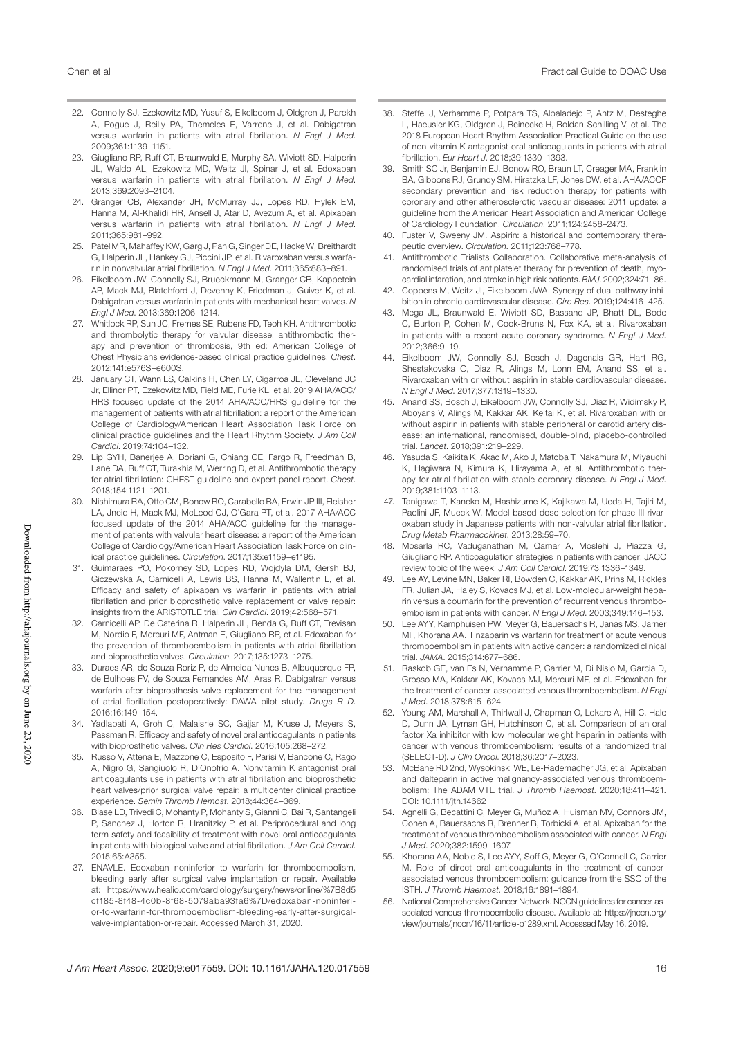22. Connolly SJ, Ezekowitz MD, Yusuf S, Eikelboom J, Oldgren J, Parekh A, Pogue J, Reilly PA, Themeles E, Varrone J, et al. Dabigatran versus warfarin in patients with atrial fibrillation. *N Engl J Med*. 2009;361:1139–1151.
23. Giugliano RP, Ruff CT, Braunwald E, Murphy SA, Wiviott SD, Halperin JL, Waldo AL, Ezekowitz MD, Weitz JI, Spinar J, et al. Edoxaban versus warfarin in patients with atrial fibrillation. *N Engl J Med*. 2013;369:2093–2104.
24. Granger CB, Alexander JH, McMurray JJ, Lopes RD, Hylek EM, Hanna M, Al-Khalidi HR, Ansell J, Atar D, Avezum A, et al. Apixaban versus warfarin in patients with atrial fibrillation. *N Engl J Med*. 2011;365:981–992.
25. Patel MR, Mahaffey KW, Garg J, Pan G, Singer DE, Hacke W, Breithardt G, Halperin JL, Hankey GJ, Piccini JP, et al. Rivaroxaban versus warfarin in nonvalvular atrial fibrillation. *N Engl J Med*. 2011;365:883–891.
26. Eikelboom JW, Connolly SJ, Brueckmann M, Granger CB, Kappetein AP, Mack MJ, Blatchford J, Devenny K, Friedman J, Guiver K, et al. Dabigatran versus warfarin in patients with mechanical heart valves. *N Engl J Med*. 2013;369:1206–1214.
27. Whitlock RP, Sun JC, Fremes SE, Rubens FD, Teoh KH. Antithrombotic and thrombolytic therapy for valvular disease: antithrombotic therapy and prevention of thrombosis, 9th ed: American College of Chest Physicians evidence-based clinical practice guidelines. *Chest*. 2012;141:e576S–e600S.
28. January CT, Wann LS, Calkins H, Chen LY, Cigarroa JE, Cleveland JC Jr, Ellinor PT, Ezekowitz MD, Field ME, Furie KL, et al. 2019 AHA/ACC/HRS focused update of the 2014 AHA/ACC/HRS guideline for the management of patients with atrial fibrillation: a report of the American College of Cardiology/American Heart Association Task Force on clinical practice guidelines and the Heart Rhythm Society. *J Am Coll Cardiol*. 2019;74:104–132.
29. Lip GYH, Banerjee A, Boriani G, Chiang CE, Fargo R, Freedman B, Lane DA, Ruff CT, Turakhia M, Werring D, et al. Antithrombotic therapy for atrial fibrillation: CHEST guideline and expert panel report. *Chest*. 2018;154:1121–1201.
30. Nishimura RA, Otto CM, Bonow RO, Carabello BA, Erwin JP III, Fleisher LA, Jneid H, Mack MJ, McLeod CJ, O'Gara PT, et al. 2017 AHA/ACC focused update of the 2014 AHA/ACC guideline for the management of patients with valvular heart disease: a report of the American College of Cardiology/American Heart Association Task Force on clinical practice guidelines. *Circulation*. 2017;135:e1159–e1195.
31. Guimaraes PO, Pokorney SD, Lopes RD, Wojdyla DM, Gersh BJ, Giczewska A, Carnicelli A, Lewis BS, Hanna M, Wallentin L, et al. Efficacy and safety of apixaban vs warfarin in patients with atrial fibrillation and prior bioprosthetic valve replacement or valve repair: insights from the ARISTOTLE trial. *Clin Cardiol*. 2019;42:568–571.
32. Carnicelli AP, De Caterina R, Halperin JL, Renda G, Ruff CT, Trevisan M, Nordio F, Mercuri MF, Antman E, Giugliano RP, et al. Edoxaban for the prevention of thromboembolism in patients with atrial fibrillation and bioprosthetic valves. *Circulation*. 2017;135:1273–1275.
33. Duraes AR, de Souza Roriz P, de Almeida Nunes B, Albuquerque FP, de Bulhoes FV, de Souza Fernandes AM, Aras R. Dabigatran versus warfarin after bioprosthesis valve replacement for the management of atrial fibrillation postoperatively: DAWA pilot study. *Drugs R D*. 2016;16:149–154.
34. Yadlapati A, Groh C, Malaisrie SC, Gajjar M, Kruse J, Meyers S, Passman R. Efficacy and safety of novel oral anticoagulants in patients with bioprosthetic valves. *Clin Res Cardiol*. 2016;105:268–272.
35. Russo V, Attena E, Mazzone C, Esposito F, Parisi V, Bancone C, Rago A, Nigro G, Sangiuolo R, D'Onofrio A. Nonvitamin K antagonist oral anticoagulants use in patients with atrial fibrillation and bioprosthetic heart valves/prior surgical valve repair: a multicenter clinical practice experience. *Semin Thromb Hemost*. 2018;44:364–369.
36. Biase LD, Trivedi C, Mohanty P, Mohanty S, Gianni C, Bai R, Santangeli P, Sanchez J, Horton R, Hranitzky P, et al. Periprocedural and long term safety and feasibility of treatment with novel oral anticoagulants in patients with biological valve and atrial fibrillation. *J Am Coll Cardiol*. 2015;65:A355.
37. ENAVLE. Edoxaban noninferior to warfarin for thromboembolism, bleeding early after surgical valve implantation or repair. Available at: https://www.healio.com/cardiology/surgery/news/online/%7B8d5cf185-8f48-4c0b-8f68-5079aba93fa6%7D/edoxaban-noninferior-to-warfarin-for-thromboembolism-bleeding-early-after-surgical-valve-implantation-or-repair. Accessed March 31, 2020.
38. Steffel J, Verhamme P, Potpara TS, Albaladejo P, Antz M, Desteghe L, Haeusler KG, Oldgren J, Reinecke H, Roldan-Schilling V, et al. The 2018 European Heart Rhythm Association Practical Guide on the use of non-vitamin K antagonist oral anticoagulants in patients with atrial fibrillation. *Eur Heart J*. 2018;39:1330–1393.
39. Smith SC Jr, Benjamin EJ, Bonow RO, Braun LT, Creager MA, Franklin BA, Gibbons RJ, Grundy SM, Hiratzka LF, Jones DW, et al. AHA/ACCF secondary prevention and risk reduction therapy for patients with coronary and other atherosclerotic vascular disease: 2011 update: a guideline from the American Heart Association and American College of Cardiology Foundation. *Circulation*. 2011;124:2458–2473.
40. Fuster V, Sweeny JM. Aspirin: a historical and contemporary therapeutic overview. *Circulation*. 2011;123:768–778.
41. Antithrombotic Trialists Collaboration. Collaborative meta-analysis of randomised trials of antiplatelet therapy for prevention of death, myocardial infarction, and stroke in high risk patients. *BMJ*. 2002;324:71–86.
42. Coppens M, Weitz JI, Eikelboom JWA. Synergy of dual pathway inhibition in chronic cardiovascular disease. *Circ Res*. 2019;124:416–425.
43. Mega JL, Braunwald E, Wiviott SD, Bassand JP, Bhatt DL, Bode C, Burton P, Cohen M, Cook-Bruns N, Fox KA, et al. Rivaroxaban in patients with a recent acute coronary syndrome. *N Engl J Med*. 2012;366:9–19.
44. Eikelboom JW, Connolly SJ, Bosch J, Dagenais GR, Hart RG, Shestakovska O, Diaz R, Alings M, Lonn EM, Anand SS, et al. Rivaroxaban with or without aspirin in stable cardiovascular disease. *N Engl J Med*. 2017;377:1319–1330.
45. Anand SS, Bosch J, Eikelboom JW, Connolly SJ, Diaz R, Widimsky P, Aboyans V, Alings M, Kakkar AK, Keltai K, et al. Rivaroxaban with or without aspirin in patients with stable peripheral or carotid artery disease: an international, randomised, double-blind, placebo-controlled trial. *Lancet*. 2018;391:219–229.
46. Yasuda S, Kaikita K, Akao M, Ako J, Matoba T, Nakamura M, Miyauchi K, Hagiwara N, Kimura K, Hirayama A, et al. Antithrombotic therapy for atrial fibrillation with stable coronary disease. *N Engl J Med*. 2019;381:1103–1113.
47. Tanigawa T, Kaneko M, Hashizume K, Kajikawa M, Ueda H, Tajiri M, Paolini JF, Mueck W. Model-based dose selection for phase III rivaroxaban study in Japanese patients with non-valvular atrial fibrillation. *Drug Metab Pharmacokinet*. 2013;28:59–70.
48. Mosarla RC, Vaduganathan M, Qamar A, Moslehi J, Piazza G, Giugliano RP. Anticoagulation strategies in patients with cancer: JACC review topic of the week. *J Am Coll Cardiol*. 2019;73:1336–1349.
49. Lee AY, Levine MN, Baker RI, Bowden C, Kakkar AK, Prins M, Rickles FR, Julian JA, Haley S, Kovacs MJ, et al. Low-molecular-weight heparin versus a coumarin for the prevention of recurrent venous thromboembolism in patients with cancer. *N Engl J Med*. 2003;349:146–153.
50. Lee AYY, Kamphuisen PW, Meyer G, Bauersachs R, Janas MS, Jarner MF, Khorana AA. Tinzaparin vs warfarin for treatment of acute venous thromboembolism in patients with active cancer: a randomized clinical trial. *JAMA*. 2015;314:677–686.
51. Raskob GE, van Es N, Verhamme P, Carrier M, Di Nisio M, Garcia D, Grosso MA, Kakkar AK, Kovacs MJ, Mercuri MF, et al. Edoxaban for the treatment of cancer-associated venous thromboembolism. *N Engl J Med*. 2018;378:615–624.
52. Young AM, Marshall A, Thirlwall J, Chapman O, Lokare A, Hill C, Hale D, Dunn JA, Lyman GH, Hutchinson C, et al. Comparison of an oral factor Xa inhibitor with low molecular weight heparin in patients with cancer with venous thromboembolism: results of a randomized trial (SELECT-D). *J Clin Oncol*. 2018;36:2017–2023.
53. McBane RD 2nd, Wysokinski WE, Le-Rademacher JG, et al. Apixaban and dalteparin in active malignancy-associated venous thromboembolism: The ADAM VTE trial. *J Thromb Haemost*. 2020;18:411–421. DOI: 10.1111/jth.14662
54. Agnelli G, Becattini C, Meyer G, Muñoz A, Huisman MV, Connors JM, Cohen A, Bauersachs R, Brenner B, Torbicki A, et al. Apixaban for the treatment of venous thromboembolism associated with cancer. *N Engl J Med*. 2020;382:1599–1607.
55. Khorana AA, Noble S, Lee AYY, Soff G, Meyer G, O'Connell C, Carrier M. Role of direct oral anticoagulants in the treatment of cancer-associated venous thromboembolism: guidance from the SSC of the ISTH. *J Thromb Haemost*. 2018;16:1891–1894.
56. National Comprehensive Cancer Network. NCCN guidelines for cancer-associated venous thromboembolic disease. Available at: https://jnccn.org/view/journals/jnccn/16/11/article-p1289.xml. Accessed May 16, 2019.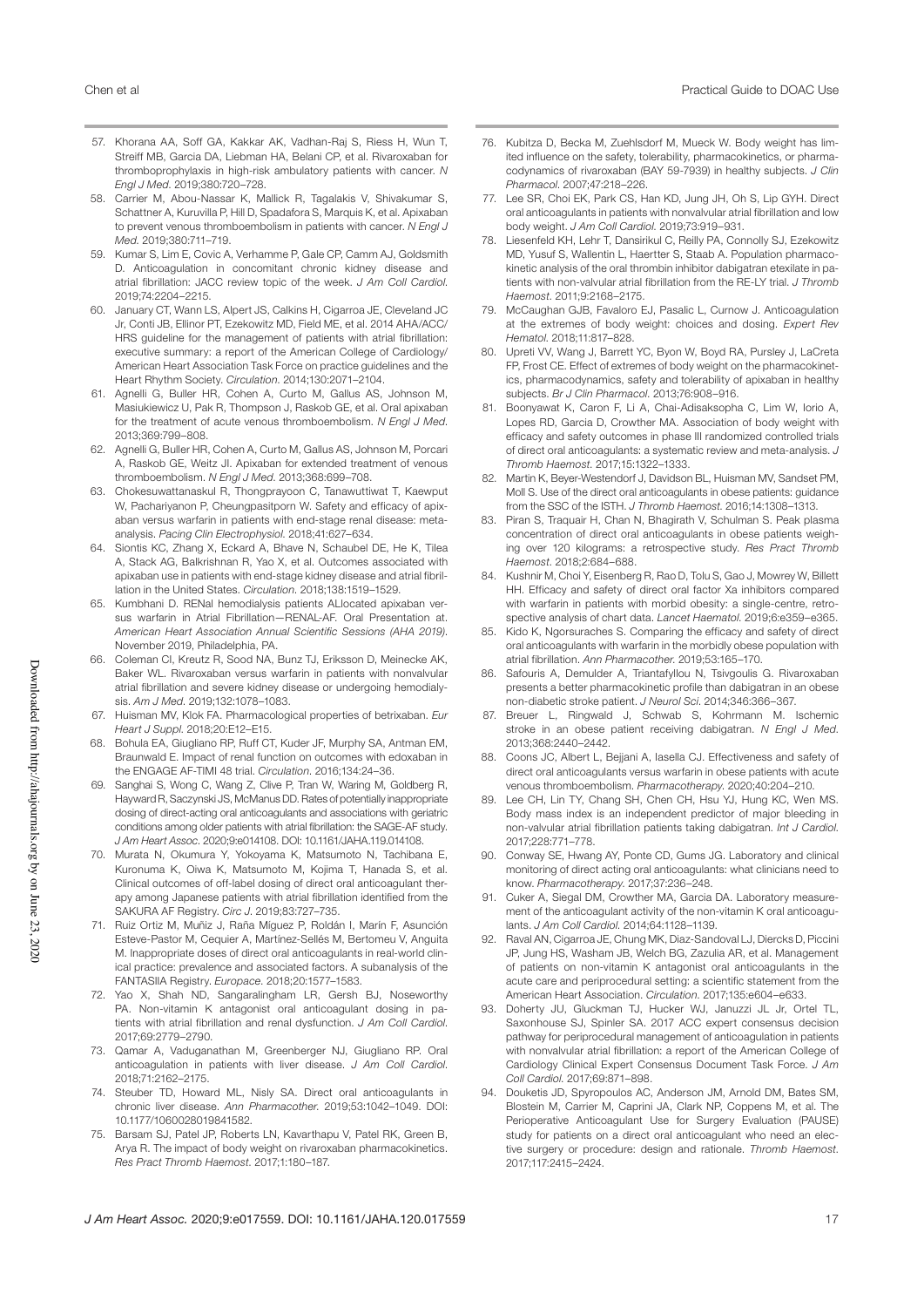57. Khorana AA, Soff GA, Kakkar AK, Vadhan-Raj S, Riess H, Wun T, Streiff MB, Garcia DA, Liebman HA, Belani CP, et al. Rivaroxaban for thromboprophylaxis in high-risk ambulatory patients with cancer. *N Engl J Med*. 2019;380:720–728.
58. Carrier M, Abou-Nassar K, Mallick R, Tagalakis V, Shivakumar S, Schattner A, Kuruvilla P, Hill D, Spadafora S, Marquis K, et al. Apixaban to prevent venous thromboembolism in patients with cancer. *N Engl J Med*. 2019;380:711–719.
59. Kumar S, Lim E, Covic A, Verhamme P, Gale CP, Camm AJ, Goldsmith D. Anticoagulation in concomitant chronic kidney disease and atrial fibrillation: JACC review topic of the week. *J Am Coll Cardiol*. 2019;74:2204–2215.
60. January CT, Wann LS, Alpert JS, Calkins H, Cigarroa JE, Cleveland JC Jr, Conti JB, Ellinor PT, Ezekowitz MD, Field ME, et al. 2014 AHA/ACC/HRS guideline for the management of patients with atrial fibrillation: executive summary: a report of the American College of Cardiology/American Heart Association Task Force on practice guidelines and the Heart Rhythm Society. *Circulation*. 2014;130:2071–2104.
61. Agnelli G, Buller HR, Cohen A, Curto M, Gallus AS, Johnson M, Masiukiewicz U, Pak R, Thompson J, Raskob GE, et al. Oral apixaban for the treatment of acute venous thromboembolism. *N Engl J Med*. 2013;369:799–808.
62. Agnelli G, Buller HR, Cohen A, Curto M, Gallus AS, Johnson M, Porcari A, Raskob GE, Weitz JI. Apixaban for extended treatment of venous thromboembolism. *N Engl J Med*. 2013;368:699–708.
63. Chokesuwattanaskul R, Thongprayoon C, Tanawuttiwat T, Kaewput W, Pachariyanon P, Cheungpasitporn W. Safety and efficacy of apixaban versus warfarin in patients with end-stage renal disease: meta-analysis. *Pacing Clin Electrophysiol*. 2018;41:627–634.
64. Siontis KC, Zhang X, Eckard A, Bhave N, Schaubel DE, He K, Tilea A, Stack AG, Balkrishnan R, Yao X, et al. Outcomes associated with apixaban use in patients with end-stage kidney disease and atrial fibrillation in the United States. *Circulation*. 2018;138:1519–1529.
65. Kumbhani D. RENal hemodialysis patients ALlocated apixaban versus warfarin in Atrial Fibrillation—RENAL-AF. Oral Presentation at. *American Heart Association Annual Scientific Sessions (AHA 2019)*. November 2019, Philadelphia, PA.
66. Coleman CI, Kreutz R, Sood NA, Bunz TJ, Eriksson D, Meinecke AK, Baker WL. Rivaroxaban versus warfarin in patients with nonvalvular atrial fibrillation and severe kidney disease or undergoing hemodialysis. *Am J Med*. 2019;132:1078–1083.
67. Huisman MV, Klok FA. Pharmacological properties of betrixaban. *Eur Heart J Suppl*. 2018;20:E12–E15.
68. Bohula EA, Giugliano RP, Ruff CT, Kuder JF, Murphy SA, Antman EM, Braunwald E. Impact of renal function on outcomes with edoxaban in the ENGAGE AF-TIMI 48 trial. *Circulation*. 2016;134:24–36.
69. Sanghai S, Wong C, Wang Z, Clive P, Tran W, Waring M, Goldberg R, Hayward R, Saczynski JS, McManus DD. Rates of potentially inappropriate dosing of direct-acting oral anticoagulants and associations with geriatric conditions among older patients with atrial fibrillation: the SAGE-AF study. *J Am Heart Assoc*. 2020;9:e014108. DOI: 10.1161/JAHA.119.014108.
70. Murata N, Okumura Y, Yokoyama K, Matsumoto N, Tachibana E, Kuronuma K, Oiwa K, Matsumoto M, Kojima T, Hanada S, et al. Clinical outcomes of off-label dosing of direct oral anticoagulant therapy among Japanese patients with atrial fibrillation identified from the SAKURA AF Registry. *Circ J*. 2019;83:727–735.
71. Ruiz Ortiz M, Muñiz J, Raña Míguez P, Roldán I, Marín F, Asunción Esteve-Pastor M, Cequier A, Martínez-Sellés M, Bertomeu V, Anguita M. Inappropriate doses of direct oral anticoagulants in real-world clinical practice: prevalence and associated factors. A subanalysis of the FANTASIIA Registry. *Europace*. 2018;20:1577–1583.
72. Yao X, Shah ND, Sangaralingham LR, Gersh BJ, Noseworthy PA. Non-vitamin K antagonist oral anticoagulant dosing in patients with atrial fibrillation and renal dysfunction. *J Am Coll Cardiol*. 2017;69:2779–2790.
73. Qamar A, Vaduganathan M, Greenberger NJ, Giugliano RP. Oral anticoagulation in patients with liver disease. *J Am Coll Cardiol*. 2018;71:2162–2175.
74. Steuber TD, Howard ML, Nisly SA. Direct oral anticoagulants in chronic liver disease. *Ann Pharmacother*. 2019;53:1042–1049. DOI: 10.1177/1060028019841582.
75. Barsam SJ, Patel JP, Roberts LN, Kavarthapu V, Patel RK, Green B, Arya R. The impact of body weight on rivaroxaban pharmacokinetics. *Res Pract Thromb Haemost*. 2017;1:180–187.
76. Kubitza D, Becka M, Zuehlsdorf M, Mueck W. Body weight has limited influence on the safety, tolerability, pharmacokinetics, or pharmacodynamics of rivaroxaban (BAY 59-7939) in healthy subjects. *J Clin Pharmacol*. 2007;47:218–226.
77. Lee SR, Choi EK, Park CS, Han KD, Jung JH, Oh S, Lip GYH. Direct oral anticoagulants in patients with nonvalvular atrial fibrillation and low body weight. *J Am Coll Cardiol*. 2019;73:919–931.
78. Liesenfeld KH, Lehr T, Dansirikul C, Reilly PA, Connolly SJ, Ezekowitz MD, Yusuf S, Wallentin L, Haertter S, Staab A. Population pharmacokinetic analysis of the oral thrombin inhibitor dabigatran etexilate in patients with non-valvular atrial fibrillation from the RE-LY trial. *J Thromb Haemost*. 2011;9:2168–2175.
79. McCaughan GJB, Favaloro EJ, Pasalic L, Curnow J. Anticoagulation at the extremes of body weight: choices and dosing. *Expert Rev Hematol*. 2018;11:817–828.
80. Upreti VV, Wang J, Barrett YC, Byon W, Boyd RA, Pursley J, LaCreta FP, Frost CE. Effect of extremes of body weight on the pharmacokinetics, pharmacodynamics, safety and tolerability of apixaban in healthy subjects. *Br J Clin Pharmacol*. 2013;76:908–916.
81. Boonyawat K, Caron F, Li A, Chai-Adisaksopha C, Lim W, Iorio A, Lopes RD, Garcia D, Crowther MA. Association of body weight with efficacy and safety outcomes in phase III randomized controlled trials of direct oral anticoagulants: a systematic review and meta-analysis. *J Thromb Haemost*. 2017;15:1322–1333.
82. Martin K, Beyer-Westendorf J, Davidson BL, Huisman MV, Sandset PM, Moll S. Use of the direct oral anticoagulants in obese patients: guidance from the SSC of the ISTH. *J Thromb Haemost*. 2016;14:1308–1313.
83. Piran S, Traquair H, Chan N, Bhagirath V, Schulman S. Peak plasma concentration of direct oral anticoagulants in obese patients weighing over 120 kilograms: a retrospective study. *Res Pract Thromb Haemost*. 2018;2:684–688.
84. Kushnir M, Choi Y, Eisenberg R, Rao D, Tolu S, Gao J, Mowrey W, Billett HH. Efficacy and safety of direct oral factor Xa inhibitors compared with warfarin in patients with morbid obesity: a single-centre, retrospective analysis of chart data. *Lancet Haematol*. 2019;6:e359–e365.
85. Kido K, Ngorsuraches S. Comparing the efficacy and safety of direct oral anticoagulants with warfarin in the morbidly obese population with atrial fibrillation. *Ann Pharmacother*. 2019;53:165–170.
86. Safouris A, Demulder A, Triantafyllou N, Tsivgoulis G. Rivaroxaban presents a better pharmacokinetic profile than dabigatran in an obese non-diabetic stroke patient. *J Neurol Sci*. 2014;346:366–367.
87. Breuer L, Ringwald J, Schwab S, Kohrmann M. Ischemic stroke in an obese patient receiving dabigatran. *N Engl J Med*. 2013;368:2440–2442.
88. Coons JC, Albert L, Bejjani A, Iasella CJ. Effectiveness and safety of direct oral anticoagulants versus warfarin in obese patients with acute venous thromboembolism. *Pharmacotherapy*. 2020;40:204–210.
89. Lee CH, Lin TY, Chang SH, Chen CH, Hsu YJ, Hung KC, Wen MS. Body mass index is an independent predictor of major bleeding in non-valvular atrial fibrillation patients taking dabigatran. *Int J Cardiol*. 2017;228:771–778.
90. Conway SE, Hwang AY, Ponte CD, Gums JG. Laboratory and clinical monitoring of direct acting oral anticoagulants: what clinicians need to know. *Pharmacotherapy*. 2017;37:236–248.
91. Cuker A, Siegal DM, Crowther MA, Garcia DA. Laboratory measurement of the anticoagulant activity of the non-vitamin K oral anticoagulants. *J Am Coll Cardiol*. 2014;64:1128–1139.
92. Raval AN, Cigarroa JE, Chung MK, Diaz-Sandoval LJ, Diercks D, Piccini JP, Jung HS, Washam JB, Welch BG, Zazulia AR, et al. Management of patients on non-vitamin K antagonist oral anticoagulants in the acute care and periprocedural setting: a scientific statement from the American Heart Association. *Circulation*. 2017;135:e604–e633.
93. Doherty JU, Gluckman TJ, Hucker WJ, Januzzi JL Jr, Ortel TL, Saxonhouse SJ, Spinler SA. 2017 ACC expert consensus decision pathway for periprocedural management of anticoagulation in patients with nonvalvular atrial fibrillation: a report of the American College of Cardiology Clinical Expert Consensus Document Task Force. *J Am Coll Cardiol*. 2017;69:871–898.
94. Douketis JD, Spyropoulos AC, Anderson JM, Arnold DM, Bates SM, Blostein M, Carrier M, Caprini JA, Clark NP, Coppens M, et al. The Perioperative Anticoagulant Use for Surgery Evaluation (PAUSE) study for patients on a direct oral anticoagulant who need an elective surgery or procedure: design and rationale. *Thromb Haemost*. 2017;117:2415–2424.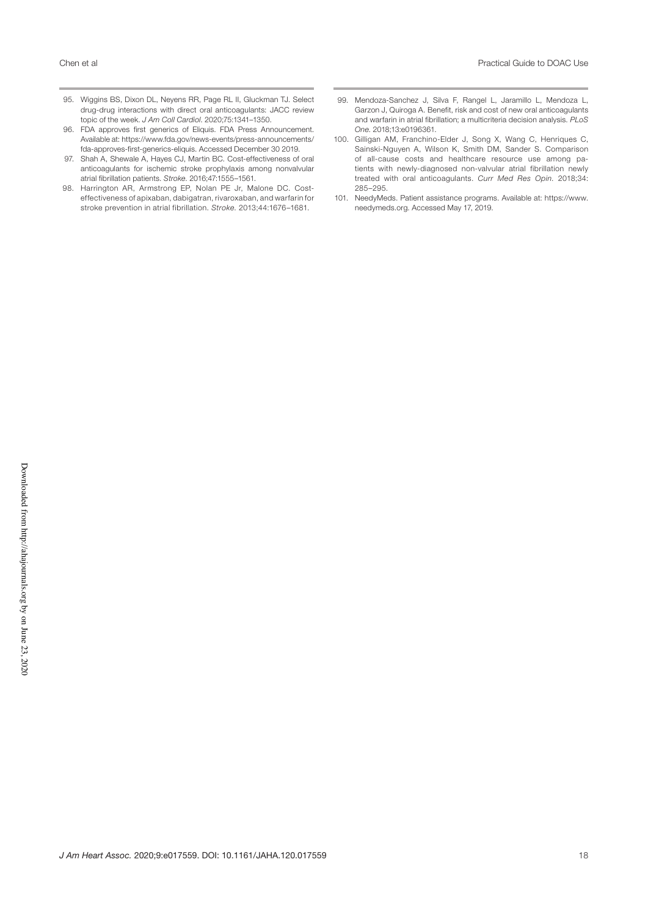95. Wiggins BS, Dixon DL, Neyens RR, Page RL II, Gluckman TJ. Select drug-drug interactions with direct oral anticoagulants: JACC review topic of the week. *J Am Coll Cardiol*. 2020;75:1341–1350.
96. FDA approves first generics of Eliquis. FDA Press Announcement. Available at: https://www.fda.gov/news-events/press-announcements/fda-approves-first-generics-eliquis. Accessed December 30 2019.
97. Shah A, Shewale A, Hayes CJ, Martin BC. Cost-effectiveness of oral anticoagulants for ischemic stroke prophylaxis among nonvalvular atrial fibrillation patients. *Stroke*. 2016;47:1555–1561.
98. Harrington AR, Armstrong EP, Nolan PE Jr, Malone DC. Cost-effectiveness of apixaban, dabigatran, rivaroxaban, and warfarin for stroke prevention in atrial fibrillation. *Stroke*. 2013;44:1676–1681.
99. Mendoza-Sanchez J, Silva F, Rangel L, Jaramillo L, Mendoza L, Garzon J, Quiroga A. Benefit, risk and cost of new oral anticoagulants and warfarin in atrial fibrillation; a multicriteria decision analysis. *PLoS One*. 2018;13:e0196361.
100. Gilligan AM, Franchino-Elder J, Song X, Wang C, Henriques C, Sainski-Nguyen A, Wilson K, Smith DM, Sander S. Comparison of all-cause costs and healthcare resource use among patients with newly-diagnosed non-valvular atrial fibrillation newly treated with oral anticoagulants. *Curr Med Res Opin*. 2018;34:285–295.
101. NeedyMeds. Patient assistance programs. Available at: https://www.needymeds.org. Accessed May 17, 2019.